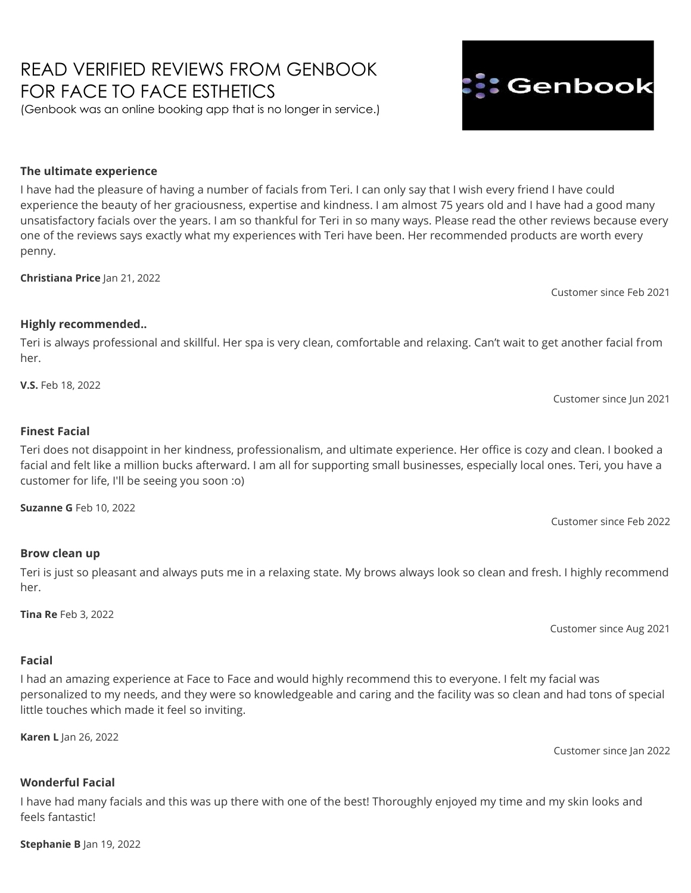# READ VERIFIED REVIEWS FROM GENBOOK FOR FACE TO FACE ESTHETICS

(Genbook was an online booking app that is no longer in service.)

**The ultimate experience**

I have had the pleasure of having a number of facials from Teri. I can only say that I wish every friend I have could experience the beauty of her graciousness, expertise and kindness. I am almost 75 years old and I have had a good many unsatisfactory facials over the years. I am so thankful for Teri in so many ways. Please read the other reviews because every one of the reviews says exactly what my experiences with Teri have been. Her recommended products are worth every penny.

**Christiana Price** Jan 21, 2022

Customer since Feb 2021

**Highly recommended..**

Teri is always professional and skillful. Her spa is very clean, comfortable and relaxing. Can't wait to get another facial from her.

**V.S.** Feb 18, 2022

Customer since Jun 2021

**Finest Facial**

Teri does not disappoint in her kindness, professionalism, and ultimate experience. Her office is cozy and clean. I booked a facial and felt like a million bucks afterward. I am all for supporting small businesses, especially local ones. Teri, you have a customer for life, I'll be seeing you soon :o)

**Suzanne G** Feb 10, 2022

Customer since Feb 2022

**Brow clean up**

Teri is just so pleasant and always puts me in a relaxing state. My brows always look so clean and fresh. I highly recommend her.

**Tina Re** Feb 3, 2022

Customer since Aug 2021

**Facial**

I had an amazing experience at Face to Face and would highly recommend this to everyone. I felt my facial was personalized to my needs, and they were so knowledgeable and caring and the facility was so clean and had tons of special little touches which made it feel so inviting.

**Karen L** Jan 26, 2022

Customer since Jan 2022

**Wonderful Facial**

I have had many facials and this was up there with one of the best! Thoroughly enjoyed my time and my skin looks and feels fantastic!

**Stephanie B** Jan 19, 2022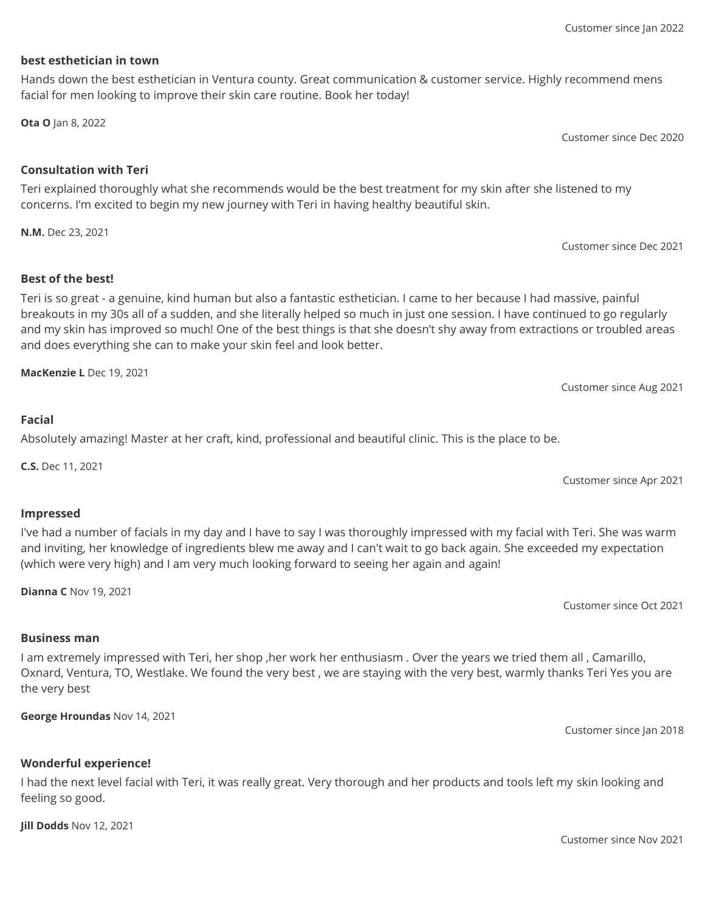Customer since Jan 2022

**best esthetician in town**

Hands down the best esthetician in Ventura county. Great communication & customer service. Highly recommend mens facial for men looking to improve their skin care routine. Book her today!

**Ota O** Jan 8, 2022

Customer since Dec 2020

**Consultation with Teri**

Teri explained thoroughly what she recommends would be the best treatment for my skin after she listened to my concerns. I'm excited to begin my new journey with Teri in having healthy beautiful skin.

**N.M.** Dec 23, 2021

Customer since Dec 2021

**Best of the best!**

Teri is so great - a genuine, kind human but also a fantastic esthetician. I came to her because I had massive, painful breakouts in my 30s all of a sudden, and she literally helped so much in just one session. I have continued to go regularly and my skin has improved so much! One of the best things is that she doesn't shy away from extractions or troubled areas and does everything she can to make your skin feel and look better.

**MacKenzie L** Dec 19, 2021

Customer since Aug 2021

**Facial**

Absolutely amazing! Master at her craft, kind, professional and beautiful clinic. This is the place to be.

**C.S.** Dec 11, 2021

Customer since Apr 2021

**Impressed**

I've had a number of facials in my day and I have to say I was thoroughly impressed with my facial with Teri. She was warm and inviting, her knowledge of ingredients blew me away and I can't wait to go back again. She exceeded my expectation (which were very high) and I am very much looking forward to seeing her again and again!

**Dianna C** Nov 19, 2021

Customer since Oct 2021

**Business man**

I am extremely impressed with Teri, her shop ,her work her enthusiasm . Over the years we tried them all , Camarillo, Oxnard, Ventura, TO, Westlake. We found the very best , we are staying with the very best, warmly thanks Teri Yes you are the very best

**George Hroundas** Nov 14, 2021

Customer since Jan 2018

**Wonderful experience!**

I had the next level facial with Teri, it was really great. Very thorough and her products and tools left my skin looking and feeling so good.

**Jill Dodds** Nov 12, 2021

Customer since Nov 2021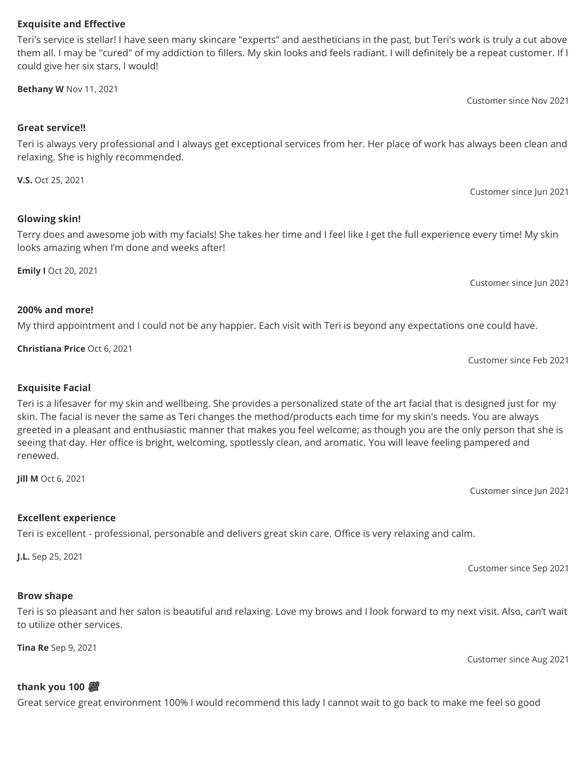**Exquisite and Effective**

Teri's service is stellar! I have seen many skincare "experts" and aestheticians in the past, but Teri's work is truly a cut above them all. I may be "cured" of my addiction to fillers. My skin looks and feels radiant. I will definitely be a repeat customer. If I could give her six stars, I would!

**Bethany W** Nov 11, 2021

Customer since Nov 2021

**Great service!!**

Teri is always very professional and I always get exceptional services from her. Her place of work has always been clean and relaxing. She is highly recommended.

**V.S.** Oct 25, 2021

Customer since Jun 2021

**Glowing skin!**

Terry does and awesome job with my facials! She takes her time and I feel like I get the full experience every time! My skin looks amazing when I'm done and weeks after!

**Emily I** Oct 20, 2021

Customer since Jun 2021

**200% and more!**

My third appointment and I could not be any happier. Each visit with Teri is beyond any expectations one could have.

**Christiana Price** Oct 6, 2021

Customer since Feb 2021

**Exquisite Facial**

Teri is a lifesaver for my skin and wellbeing. She provides a personalized state of the art facial that is designed just for my skin. The facial is never the same as Teri changes the method/products each time for my skin's needs. You are always greeted in a pleasant and enthusiastic manner that makes you feel welcome; as though you are the only person that she is seeing that day. Her office is bright, welcoming, spotlessly clean, and aromatic. You will leave feeling pampered and renewed.

**Jill M** Oct 6, 2021

Customer since Jun 2021

**Excellent experience**

Teri is excellent - professional, personable and delivers great skin care. Office is very relaxing and calm.

**J.L.** Sep 25, 2021

Customer since Sep 2021

**Brow shape**

Teri is so pleasant and her salon is beautiful and relaxing. Love my brows and I look forward to my next visit. Also, can't wait to utilize other services.

**Tina Re** Sep 9, 2021

Customer since Aug 2021

**thank you 100 💯**

Great service great environment 100% I would recommend this lady I cannot wait to go back to make me feel so good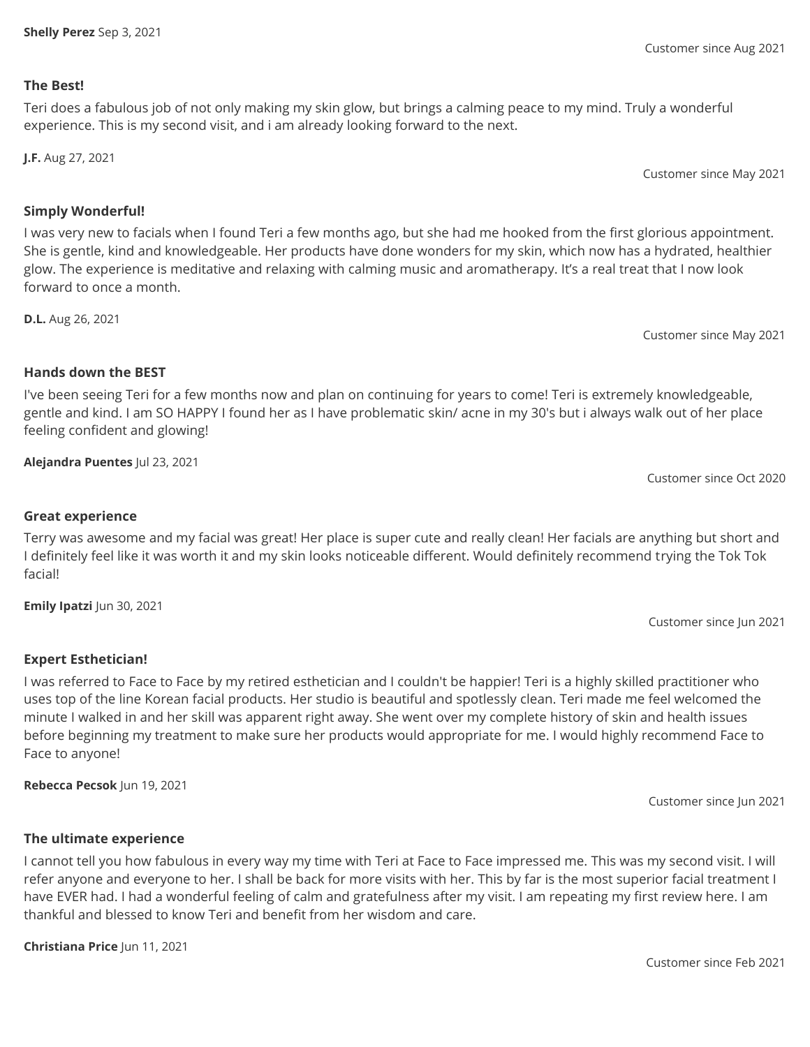**Shelly Perez** Sep 3, 2021

Customer since Aug 2021

**The Best!**

Teri does a fabulous job of not only making my skin glow, but brings a calming peace to my mind. Truly a wonderful experience. This is my second visit, and i am already looking forward to the next.

**J.F.** Aug 27, 2021

Customer since May 2021

**Simply Wonderful!**

I was very new to facials when I found Teri a few months ago, but she had me hooked from the first glorious appointment. She is gentle, kind and knowledgeable. Her products have done wonders for my skin, which now has a hydrated, healthier glow. The experience is meditative and relaxing with calming music and aromatherapy. It's a real treat that I now look forward to once a month.

**D.L.** Aug 26, 2021

Customer since May 2021

**Hands down the BEST**

I've been seeing Teri for a few months now and plan on continuing for years to come! Teri is extremely knowledgeable, gentle and kind. I am SO HAPPY I found her as I have problematic skin/ acne in my 30's but i always walk out of her place feeling confident and glowing!

**Alejandra Puentes** Jul 23, 2021

Customer since Oct 2020

**Great experience**

Terry was awesome and my facial was great! Her place is super cute and really clean! Her facials are anything but short and I definitely feel like it was worth it and my skin looks noticeable different. Would definitely recommend trying the Tok Tok facial!

**Emily Ipatzi** Jun 30, 2021

Customer since Jun 2021

**Expert Esthetician!**

I was referred to Face to Face by my retired esthetician and I couldn't be happier! Teri is a highly skilled practitioner who uses top of the line Korean facial products. Her studio is beautiful and spotlessly clean. Teri made me feel welcomed the minute I walked in and her skill was apparent right away. She went over my complete history of skin and health issues before beginning my treatment to make sure her products would appropriate for me. I would highly recommend Face to Face to anyone!

**Rebecca Pecsok** Jun 19, 2021

Customer since Jun 2021

**The ultimate experience**

I cannot tell you how fabulous in every way my time with Teri at Face to Face impressed me. This was my second visit. I will refer anyone and everyone to her. I shall be back for more visits with her. This by far is the most superior facial treatment I have EVER had. I had a wonderful feeling of calm and gratefulness after my visit. I am repeating my first review here. I am thankful and blessed to know Teri and benefit from her wisdom and care.

**Christiana Price** Jun 11, 2021

Customer since Feb 2021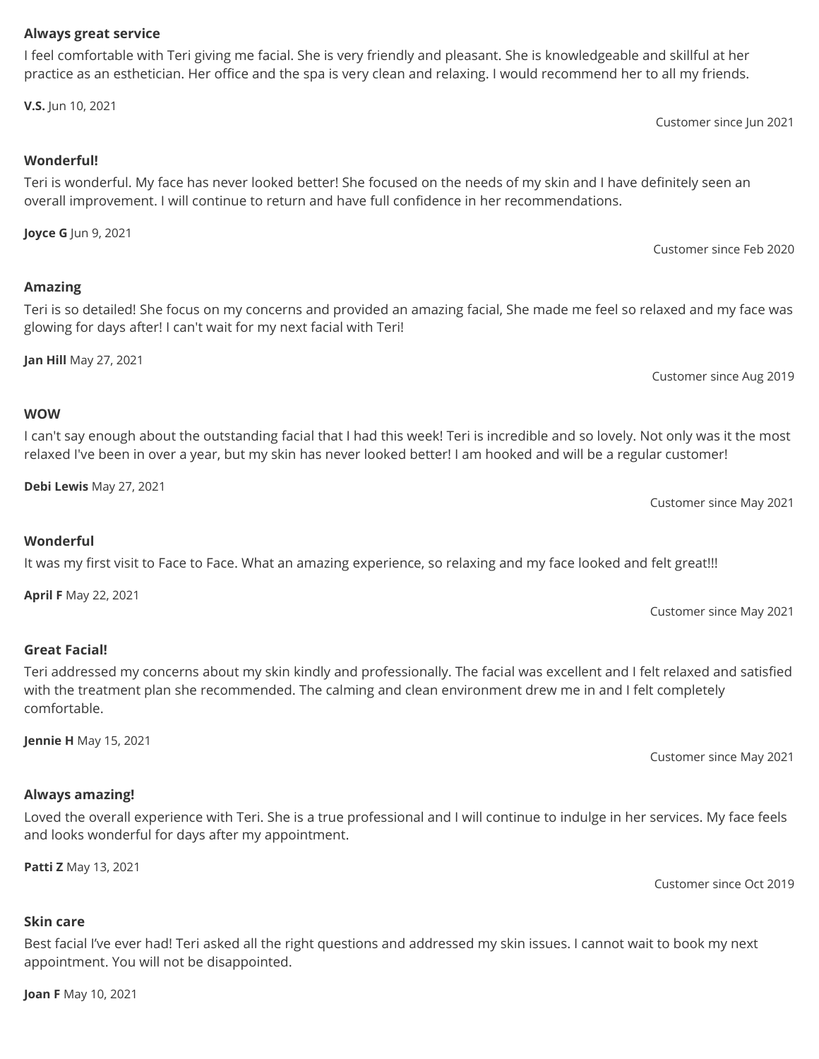**Always great service**

I feel comfortable with Teri giving me facial. She is very friendly and pleasant. She is knowledgeable and skillful at her practice as an esthetician. Her office and the spa is very clean and relaxing. I would recommend her to all my friends.

**V.S.** Jun 10, 2021

Customer since Jun 2021

**Wonderful!**

Teri is wonderful. My face has never looked better! She focused on the needs of my skin and I have definitely seen an overall improvement. I will continue to return and have full confidence in her recommendations.

**Joyce G** Jun 9, 2021

Customer since Feb 2020

**Amazing**

Teri is so detailed! She focus on my concerns and provided an amazing facial, She made me feel so relaxed and my face was glowing for days after! I can't wait for my next facial with Teri!

**Jan Hill** May 27, 2021

Customer since Aug 2019

**WOW**

I can't say enough about the outstanding facial that I had this week! Teri is incredible and so lovely. Not only was it the most relaxed I've been in over a year, but my skin has never looked better! I am hooked and will be a regular customer!

**Debi Lewis** May 27, 2021

Customer since May 2021

**Wonderful**

It was my first visit to Face to Face. What an amazing experience, so relaxing and my face looked and felt great!!!

**April F** May 22, 2021

Customer since May 2021

**Great Facial!**

Teri addressed my concerns about my skin kindly and professionally. The facial was excellent and I felt relaxed and satisfied with the treatment plan she recommended. The calming and clean environment drew me in and I felt completely comfortable.

**Jennie H** May 15, 2021

Customer since May 2021

**Always amazing!**

Loved the overall experience with Teri. She is a true professional and I will continue to indulge in her services. My face feels and looks wonderful for days after my appointment.

**Patti Z** May 13, 2021

Customer since Oct 2019

**Skin care**

Best facial I've ever had! Teri asked all the right questions and addressed my skin issues. I cannot wait to book my next appointment. You will not be disappointed.

**Joan F** May 10, 2021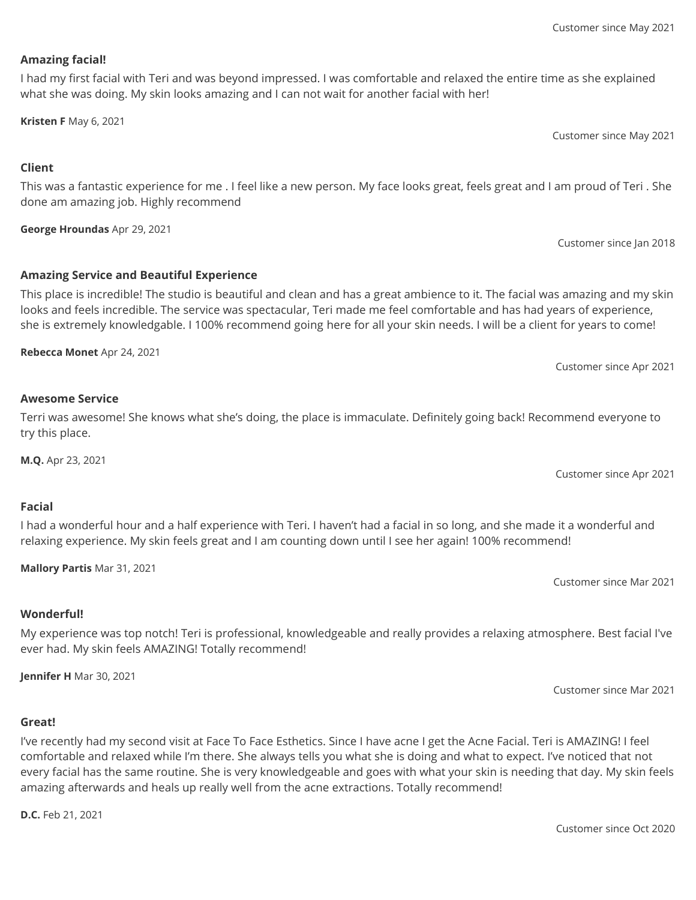Customer since May 2021

**Amazing facial!**

I had my first facial with Teri and was beyond impressed. I was comfortable and relaxed the entire time as she explained what she was doing. My skin looks amazing and I can not wait for another facial with her!

**Kristen F** May 6, 2021

Customer since May 2021

**Client**

This was a fantastic experience for me . I feel like a new person. My face looks great, feels great and I am proud of Teri . She done am amazing job. Highly recommend

**George Hroundas** Apr 29, 2021

Customer since Jan 2018

**Amazing Service and Beautiful Experience**

This place is incredible! The studio is beautiful and clean and has a great ambience to it. The facial was amazing and my skin looks and feels incredible. The service was spectacular, Teri made me feel comfortable and has had years of experience, she is extremely knowledgable. I 100% recommend going here for all your skin needs. I will be a client for years to come!

**Rebecca Monet** Apr 24, 2021

Customer since Apr 2021

**Awesome Service**

Terri was awesome! She knows what she's doing, the place is immaculate. Definitely going back! Recommend everyone to try this place.

**M.Q.** Apr 23, 2021

Customer since Apr 2021

**Facial**

I had a wonderful hour and a half experience with Teri. I haven't had a facial in so long, and she made it a wonderful and relaxing experience. My skin feels great and I am counting down until I see her again! 100% recommend!

**Mallory Partis** Mar 31, 2021

Customer since Mar 2021

**Wonderful!**

My experience was top notch! Teri is professional, knowledgeable and really provides a relaxing atmosphere. Best facial I've ever had. My skin feels AMAZING! Totally recommend!

**Jennifer H** Mar 30, 2021

Customer since Mar 2021

**Great!**

I've recently had my second visit at Face To Face Esthetics. Since I have acne I get the Acne Facial. Teri is AMAZING! I feel comfortable and relaxed while I'm there. She always tells you what she is doing and what to expect. I've noticed that not every facial has the same routine. She is very knowledgeable and goes with what your skin is needing that day. My skin feels amazing afterwards and heals up really well from the acne extractions. Totally recommend!

**D.C.** Feb 21, 2021

Customer since Oct 2020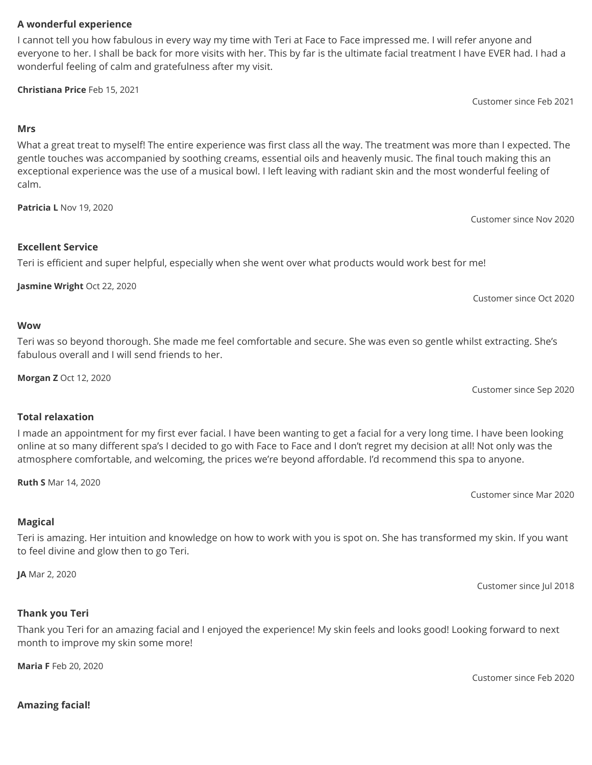**A wonderful experience**

I cannot tell you how fabulous in every way my time with Teri at Face to Face impressed me. I will refer anyone and everyone to her. I shall be back for more visits with her. This by far is the ultimate facial treatment I have EVER had. I had a wonderful feeling of calm and gratefulness after my visit.

**Christiana Price** Feb 15, 2021

Customer since Feb 2021

**Mrs**

What a great treat to myself! The entire experience was first class all the way. The treatment was more than I expected. The gentle touches was accompanied by soothing creams, essential oils and heavenly music. The final touch making this an exceptional experience was the use of a musical bowl. I left leaving with radiant skin and the most wonderful feeling of calm.

**Patricia L** Nov 19, 2020

Customer since Nov 2020

**Excellent Service**

Teri is efficient and super helpful, especially when she went over what products would work best for me!

**Jasmine Wright** Oct 22, 2020

Customer since Oct 2020

**Wow**

Teri was so beyond thorough. She made me feel comfortable and secure. She was even so gentle whilst extracting. She's fabulous overall and I will send friends to her.

**Morgan Z** Oct 12, 2020

Customer since Sep 2020

**Total relaxation**

I made an appointment for my first ever facial. I have been wanting to get a facial for a very long time. I have been looking online at so many different spa's I decided to go with Face to Face and I don't regret my decision at all! Not only was the atmosphere comfortable, and welcoming, the prices we're beyond affordable. I'd recommend this spa to anyone.

**Ruth S** Mar 14, 2020

Customer since Mar 2020

**Magical**

Teri is amazing. Her intuition and knowledge on how to work with you is spot on. She has transformed my skin. If you want to feel divine and glow then to go Teri.

**JA** Mar 2, 2020

Customer since Jul 2018

**Thank you Teri**

Thank you Teri for an amazing facial and I enjoyed the experience! My skin feels and looks good! Looking forward to next month to improve my skin some more!

**Maria F** Feb 20, 2020

Customer since Feb 2020

**Amazing facial!**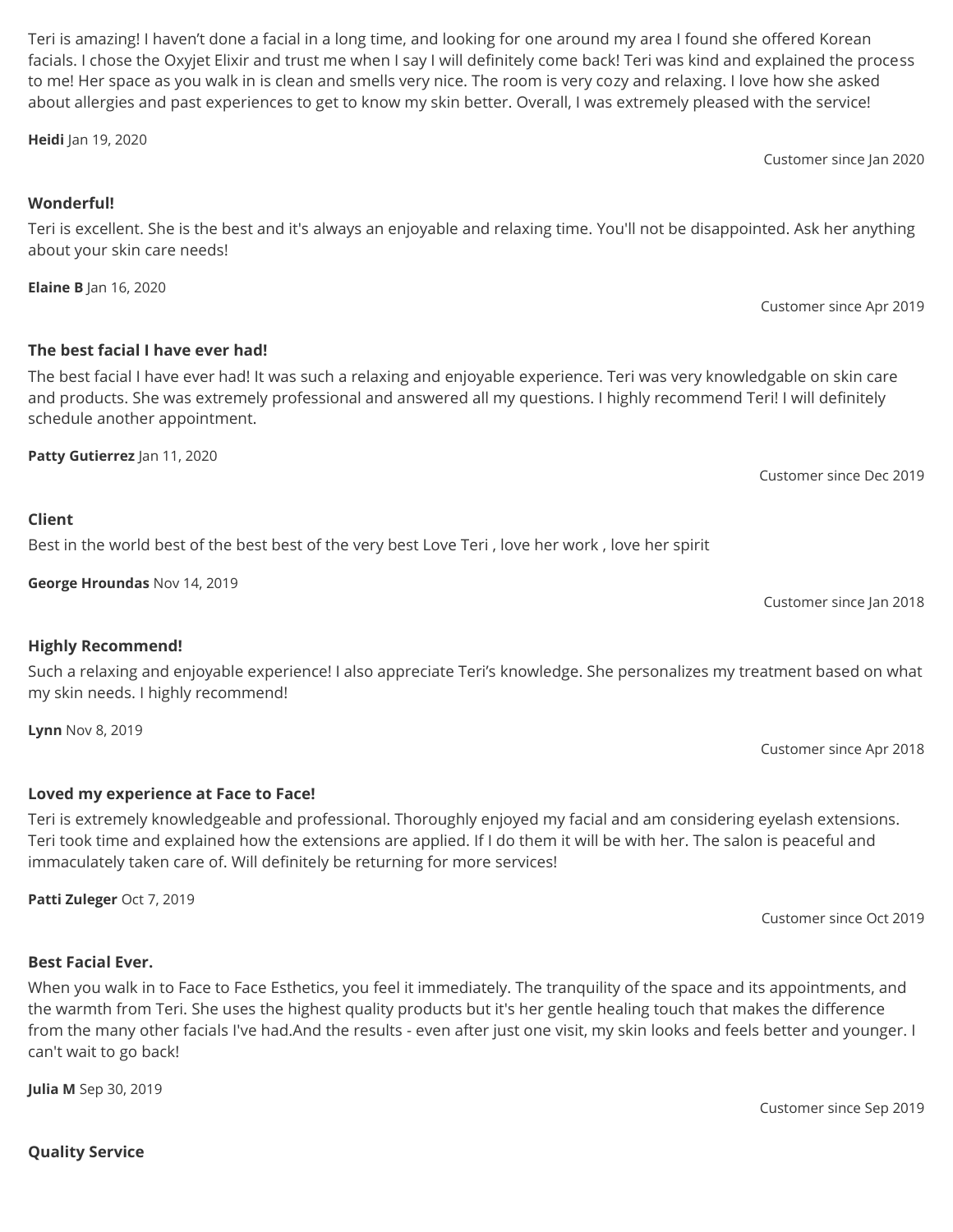Teri is amazing! I haven't done a facial in a long time, and looking for one around my area I found she offered Korean facials. I chose the Oxyjet Elixir and trust me when I say I will definitely come back! Teri was kind and explained the process to me! Her space as you walk in is clean and smells very nice. The room is very cozy and relaxing. I love how she asked about allergies and past experiences to get to know my skin better. Overall, I was extremely pleased with the service!

**Heidi** Jan 19, 2020

Customer since Jan 2020

**Wonderful!**

Teri is excellent. She is the best and it's always an enjoyable and relaxing time. You'll not be disappointed. Ask her anything about your skin care needs!

**Elaine B** Jan 16, 2020

Customer since Apr 2019

**The best facial I have ever had!**

The best facial I have ever had! It was such a relaxing and enjoyable experience. Teri was very knowledgable on skin care and products. She was extremely professional and answered all my questions. I highly recommend Teri! I will definitely schedule another appointment.

**Patty Gutierrez** Jan 11, 2020

Customer since Dec 2019

**Client**

Best in the world best of the best best of the very best Love Teri , love her work , love her spirit

**George Hroundas** Nov 14, 2019

Customer since Jan 2018

**Highly Recommend!**

Such a relaxing and enjoyable experience! I also appreciate Teri's knowledge. She personalizes my treatment based on what my skin needs. I highly recommend!

**Lynn** Nov 8, 2019

Customer since Apr 2018

**Loved my experience at Face to Face!**

Teri is extremely knowledgeable and professional. Thoroughly enjoyed my facial and am considering eyelash extensions. Teri took time and explained how the extensions are applied. If I do them it will be with her. The salon is peaceful and immaculately taken care of. Will definitely be returning for more services!

**Patti Zuleger** Oct 7, 2019

Customer since Oct 2019

**Best Facial Ever.**

When you walk in to Face to Face Esthetics, you feel it immediately. The tranquility of the space and its appointments, and the warmth from Teri. She uses the highest quality products but it's her gentle healing touch that makes the difference from the many other facials I've had.And the results - even after just one visit, my skin looks and feels better and younger. I can't wait to go back!

**Julia M** Sep 30, 2019

Customer since Sep 2019

**Quality Service**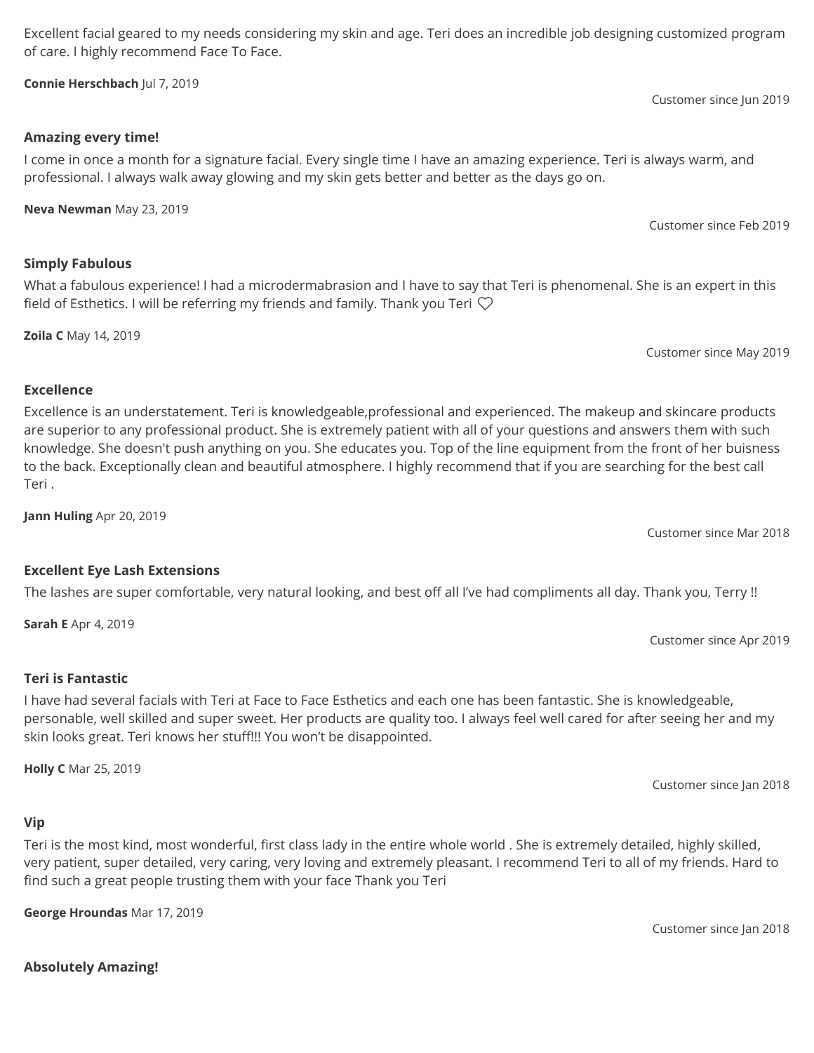Excellent facial geared to my needs considering my skin and age. Teri does an incredible job designing customized program of care. I highly recommend Face To Face.

**Connie Herschbach** Jul 7, 2019

Customer since Jun 2019

**Amazing every time!**

I come in once a month for a signature facial. Every single time I have an amazing experience. Teri is always warm, and professional. I always walk away glowing and my skin gets better and better as the days go on.

**Neva Newman** May 23, 2019

Customer since Feb 2019

**Simply Fabulous**

What a fabulous experience! I had a microdermabrasion and I have to say that Teri is phenomenal. She is an expert in this field of Esthetics. I will be referring my friends and family. Thank you Teri ♡

**Zoila C** May 14, 2019

Customer since May 2019

**Excellence**

Excellence is an understatement. Teri is knowledgeable,professional and experienced. The makeup and skincare products are superior to any professional product. She is extremely patient with all of your questions and answers them with such knowledge. She doesn't push anything on you. She educates you. Top of the line equipment from the front of her buisness to the back. Exceptionally clean and beautiful atmosphere. I highly recommend that if you are searching for the best call Teri .

**Jann Huling** Apr 20, 2019

Customer since Mar 2018

**Excellent Eye Lash Extensions**

The lashes are super comfortable, very natural looking, and best off all I've had compliments all day. Thank you, Terry !!

**Sarah E** Apr 4, 2019

Customer since Apr 2019

**Teri is Fantastic**

I have had several facials with Teri at Face to Face Esthetics and each one has been fantastic. She is knowledgeable, personable, well skilled and super sweet. Her products are quality too. I always feel well cared for after seeing her and my skin looks great. Teri knows her stuff!!! You won't be disappointed.

**Holly C** Mar 25, 2019

Customer since Jan 2018

**Vip**

Teri is the most kind, most wonderful, first class lady in the entire whole world . She is extremely detailed, highly skilled, very patient, super detailed, very caring, very loving and extremely pleasant. I recommend Teri to all of my friends. Hard to find such a great people trusting them with your face Thank you Teri

**George Hroundas** Mar 17, 2019

Customer since Jan 2018

**Absolutely Amazing!**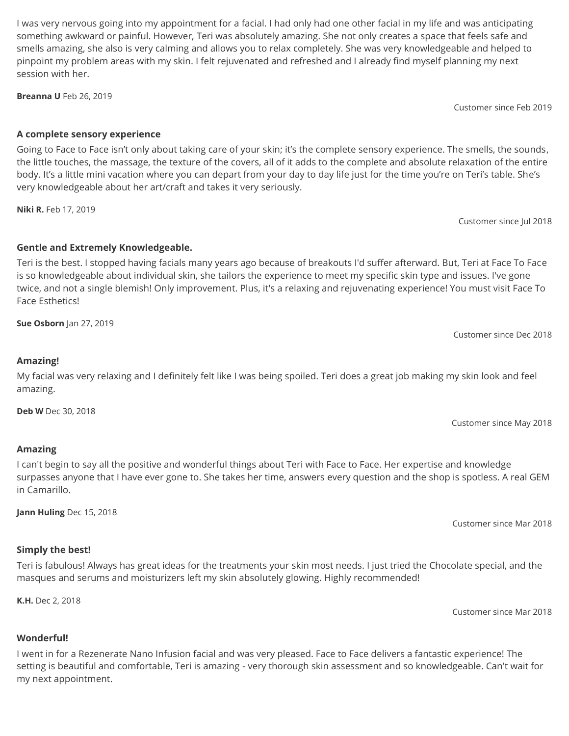I was very nervous going into my appointment for a facial. I had only had one other facial in my life and was anticipating something awkward or painful. However, Teri was absolutely amazing. She not only creates a space that feels safe and smells amazing, she also is very calming and allows you to relax completely. She was very knowledgeable and helped to pinpoint my problem areas with my skin. I felt rejuvenated and refreshed and I already find myself planning my next session with her.

**Breanna U** Feb 26, 2019

Customer since Feb 2019

**A complete sensory experience**

Going to Face to Face isn't only about taking care of your skin; it's the complete sensory experience. The smells, the sounds, the little touches, the massage, the texture of the covers, all of it adds to the complete and absolute relaxation of the entire body. It's a little mini vacation where you can depart from your day to day life just for the time you're on Teri's table. She's very knowledgeable about her art/craft and takes it very seriously.

**Niki R.** Feb 17, 2019

Customer since Jul 2018

**Gentle and Extremely Knowledgeable.**

Teri is the best. I stopped having facials many years ago because of breakouts I'd suffer afterward. But, Teri at Face To Face is so knowledgeable about individual skin, she tailors the experience to meet my specific skin type and issues. I've gone twice, and not a single blemish! Only improvement. Plus, it's a relaxing and rejuvenating experience! You must visit Face To Face Esthetics!

**Sue Osborn** Jan 27, 2019

Customer since Dec 2018

**Amazing!**

My facial was very relaxing and I definitely felt like I was being spoiled. Teri does a great job making my skin look and feel amazing.

**Deb W** Dec 30, 2018

Customer since May 2018

**Amazing**

I can't begin to say all the positive and wonderful things about Teri with Face to Face. Her expertise and knowledge surpasses anyone that I have ever gone to. She takes her time, answers every question and the shop is spotless. A real GEM in Camarillo.

**Jann Huling** Dec 15, 2018

Customer since Mar 2018

**Simply the best!**

Teri is fabulous! Always has great ideas for the treatments your skin most needs. I just tried the Chocolate special, and the masques and serums and moisturizers left my skin absolutely glowing. Highly recommended!

**K.H.** Dec 2, 2018

Customer since Mar 2018

**Wonderful!**

I went in for a Rezenerate Nano Infusion facial and was very pleased. Face to Face delivers a fantastic experience! The setting is beautiful and comfortable, Teri is amazing - very thorough skin assessment and so knowledgeable. Can't wait for my next appointment.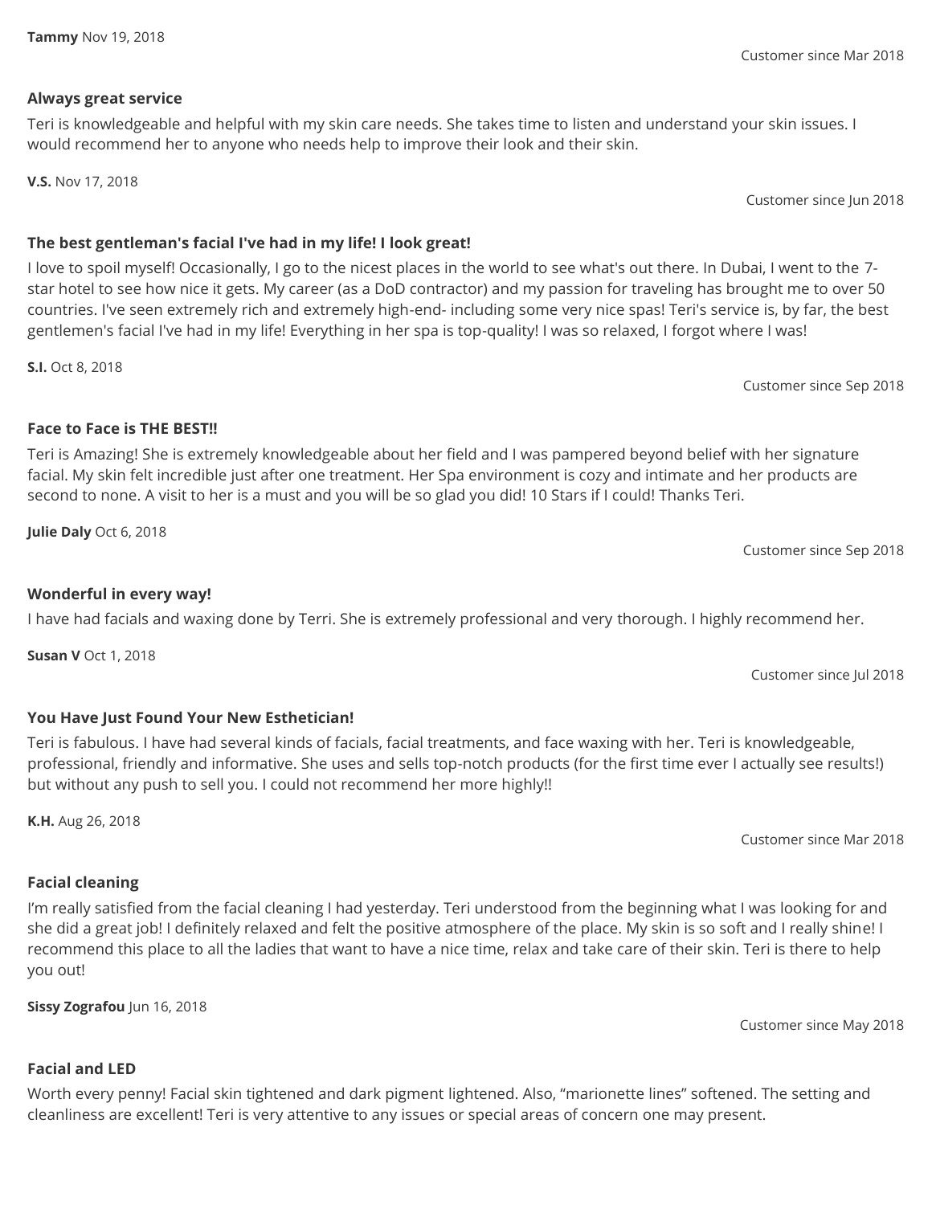**Tammy** Nov 19, 2018

Customer since Mar 2018

**Always great service**

Teri is knowledgeable and helpful with my skin care needs. She takes time to listen and understand your skin issues. I would recommend her to anyone who needs help to improve their look and their skin.

**V.S.** Nov 17, 2018

Customer since Jun 2018

**The best gentleman's facial I've had in my life! I look great!**

I love to spoil myself! Occasionally, I go to the nicest places in the world to see what's out there. In Dubai, I went to the 7-star hotel to see how nice it gets. My career (as a DoD contractor) and my passion for traveling has brought me to over 50 countries. I've seen extremely rich and extremely high-end- including some very nice spas! Teri's service is, by far, the best gentlemen's facial I've had in my life! Everything in her spa is top-quality! I was so relaxed, I forgot where I was!

**S.I.** Oct 8, 2018

Customer since Sep 2018

**Face to Face is THE BEST!!**

Teri is Amazing! She is extremely knowledgeable about her field and I was pampered beyond belief with her signature facial. My skin felt incredible just after one treatment. Her Spa environment is cozy and intimate and her products are second to none. A visit to her is a must and you will be so glad you did! 10 Stars if I could! Thanks Teri.

**Julie Daly** Oct 6, 2018

Customer since Sep 2018

**Wonderful in every way!**

I have had facials and waxing done by Terri. She is extremely professional and very thorough. I highly recommend her.

**Susan V** Oct 1, 2018

Customer since Jul 2018

**You Have Just Found Your New Esthetician!**

Teri is fabulous. I have had several kinds of facials, facial treatments, and face waxing with her. Teri is knowledgeable, professional, friendly and informative. She uses and sells top-notch products (for the first time ever I actually see results!) but without any push to sell you. I could not recommend her more highly!!

**K.H.** Aug 26, 2018

Customer since Mar 2018

**Facial cleaning**

I'm really satisfied from the facial cleaning I had yesterday. Teri understood from the beginning what I was looking for and she did a great job! I definitely relaxed and felt the positive atmosphere of the place. My skin is so soft and I really shine! I recommend this place to all the ladies that want to have a nice time, relax and take care of their skin. Teri is there to help you out!

**Sissy Zografou** Jun 16, 2018

Customer since May 2018

**Facial and LED**

Worth every penny! Facial skin tightened and dark pigment lightened. Also, "marionette lines" softened. The setting and cleanliness are excellent! Teri is very attentive to any issues or special areas of concern one may present.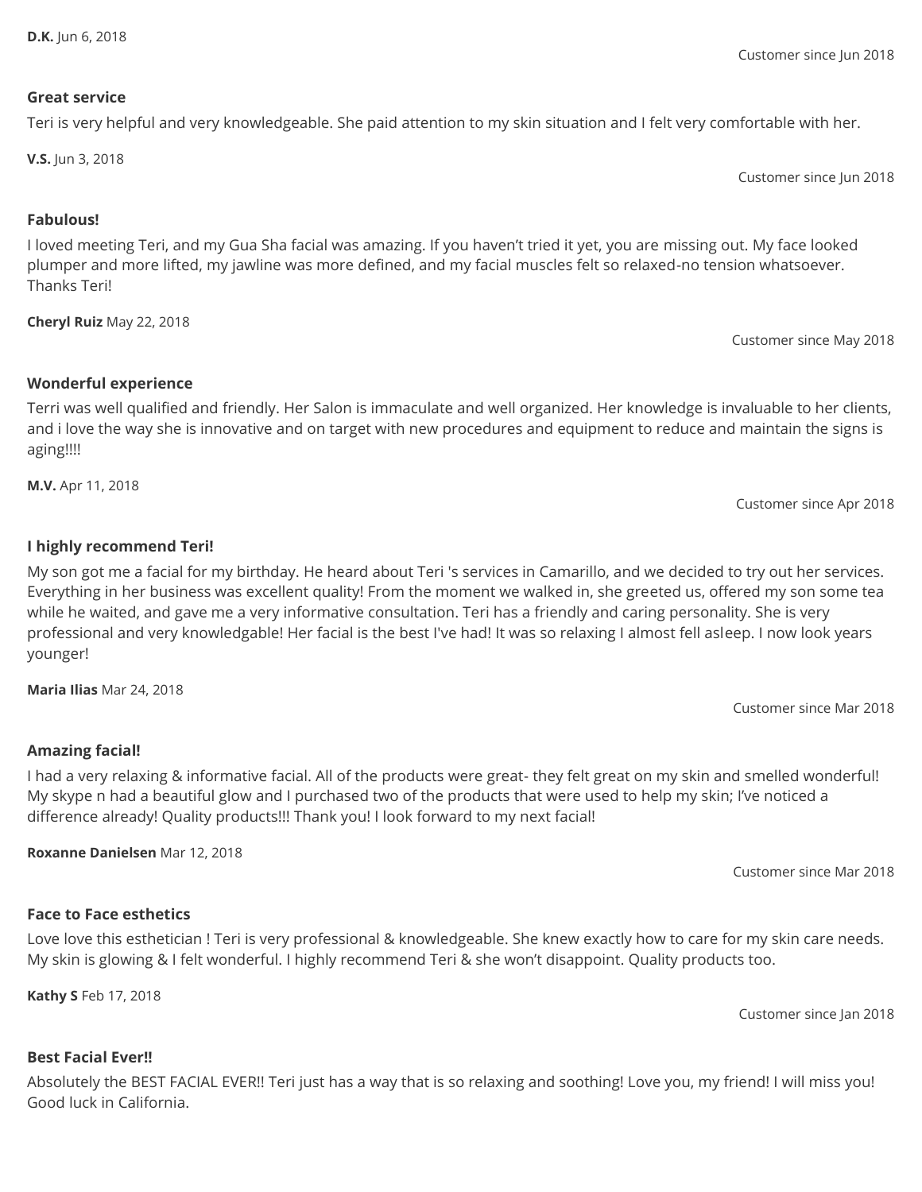**D.K.** Jun 6, 2018

Customer since Jun 2018

**Great service**

Teri is very helpful and very knowledgeable. She paid attention to my skin situation and I felt very comfortable with her.

**V.S.** Jun 3, 2018

Customer since Jun 2018

**Fabulous!**

I loved meeting Teri, and my Gua Sha facial was amazing. If you haven't tried it yet, you are missing out. My face looked plumper and more lifted, my jawline was more defined, and my facial muscles felt so relaxed-no tension whatsoever. Thanks Teri!

**Cheryl Ruiz** May 22, 2018

Customer since May 2018

**Wonderful experience**

Terri was well qualified and friendly. Her Salon is immaculate and well organized. Her knowledge is invaluable to her clients, and i love the way she is innovative and on target with new procedures and equipment to reduce and maintain the signs is aging!!!!

**M.V.** Apr 11, 2018

Customer since Apr 2018

**I highly recommend Teri!**

My son got me a facial for my birthday. He heard about Teri 's services in Camarillo, and we decided to try out her services. Everything in her business was excellent quality! From the moment we walked in, she greeted us, offered my son some tea while he waited, and gave me a very informative consultation. Teri has a friendly and caring personality. She is very professional and very knowledgable! Her facial is the best I've had! It was so relaxing I almost fell asleep. I now look years younger!

**Maria Ilias** Mar 24, 2018

Customer since Mar 2018

**Amazing facial!**

I had a very relaxing & informative facial. All of the products were great- they felt great on my skin and smelled wonderful! My skype n had a beautiful glow and I purchased two of the products that were used to help my skin; I've noticed a difference already! Quality products!!! Thank you! I look forward to my next facial!

**Roxanne Danielsen** Mar 12, 2018

Customer since Mar 2018

**Face to Face esthetics**

Love love this esthetician ! Teri is very professional & knowledgeable. She knew exactly how to care for my skin care needs. My skin is glowing & I felt wonderful. I highly recommend Teri & she won't disappoint. Quality products too.

**Kathy S** Feb 17, 2018

Customer since Jan 2018

**Best Facial Ever!!**

Absolutely the BEST FACIAL EVER!! Teri just has a way that is so relaxing and soothing! Love you, my friend! I will miss you! Good luck in California.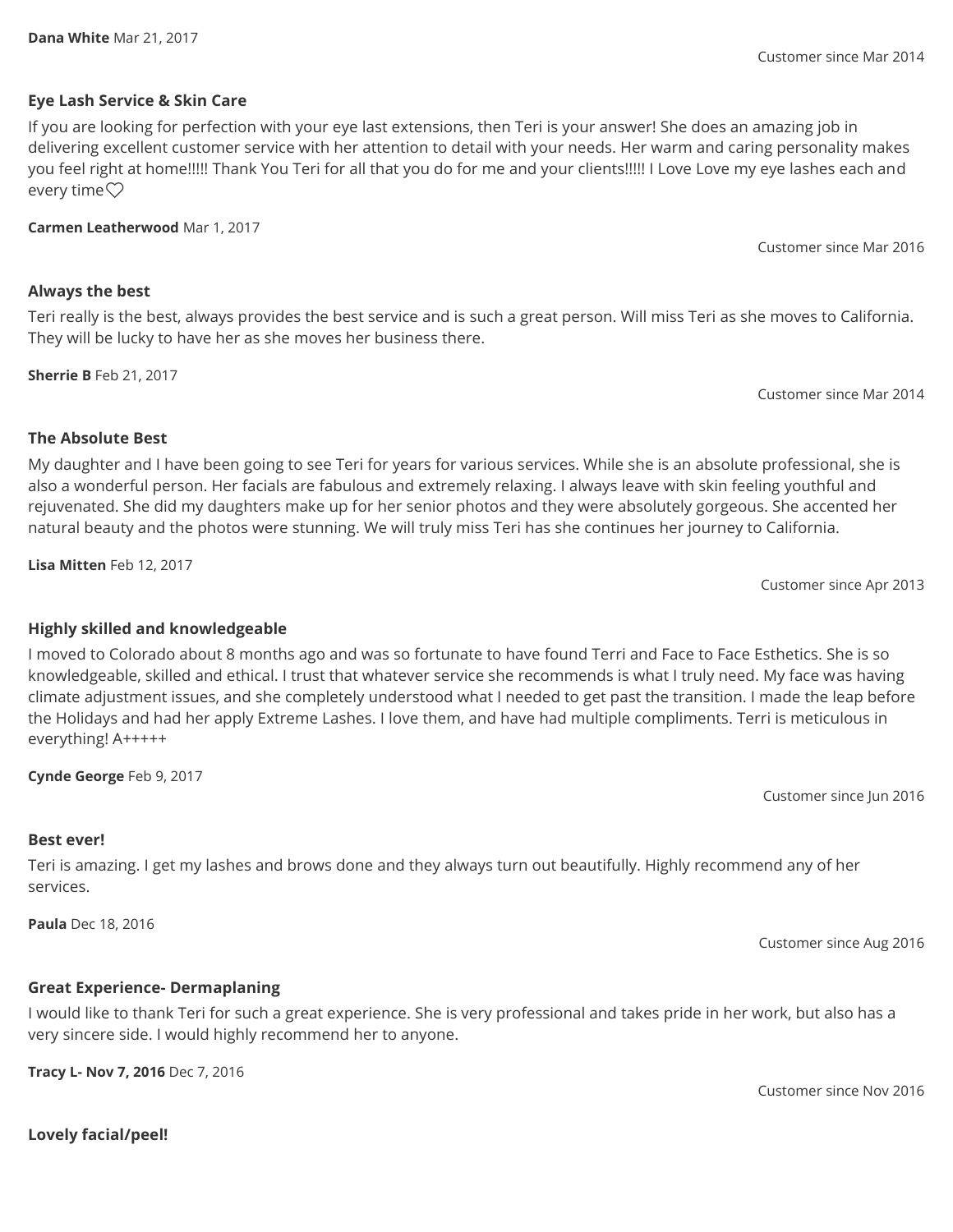**Dana White** Mar 21, 2017

Customer since Mar 2014

**Eye Lash Service & Skin Care**

If you are looking for perfection with your eye last extensions, then Teri is your answer! She does an amazing job in delivering excellent customer service with her attention to detail with your needs. Her warm and caring personality makes you feel right at home!!!!! Thank You Teri for all that you do for me and your clients!!!!! I Love Love my eye lashes each and every time♡

**Carmen Leatherwood** Mar 1, 2017

Customer since Mar 2016

**Always the best**

Teri really is the best, always provides the best service and is such a great person. Will miss Teri as she moves to California. They will be lucky to have her as she moves her business there.

**Sherrie B** Feb 21, 2017

Customer since Mar 2014

**The Absolute Best**

My daughter and I have been going to see Teri for years for various services. While she is an absolute professional, she is also a wonderful person. Her facials are fabulous and extremely relaxing. I always leave with skin feeling youthful and rejuvenated. She did my daughters make up for her senior photos and they were absolutely gorgeous. She accented her natural beauty and the photos were stunning. We will truly miss Teri has she continues her journey to California.

**Lisa Mitten** Feb 12, 2017

Customer since Apr 2013

**Highly skilled and knowledgeable**

I moved to Colorado about 8 months ago and was so fortunate to have found Terri and Face to Face Esthetics. She is so knowledgeable, skilled and ethical. I trust that whatever service she recommends is what I truly need. My face was having climate adjustment issues, and she completely understood what I needed to get past the transition. I made the leap before the Holidays and had her apply Extreme Lashes. I love them, and have had multiple compliments. Terri is meticulous in everything! A+++++

**Cynde George** Feb 9, 2017

Customer since Jun 2016

**Best ever!**

Teri is amazing. I get my lashes and brows done and they always turn out beautifully. Highly recommend any of her services.

**Paula** Dec 18, 2016

Customer since Aug 2016

**Great Experience- Dermaplaning**

I would like to thank Teri for such a great experience. She is very professional and takes pride in her work, but also has a very sincere side. I would highly recommend her to anyone.

**Tracy L- Nov 7, 2016** Dec 7, 2016

Customer since Nov 2016

**Lovely facial/peel!**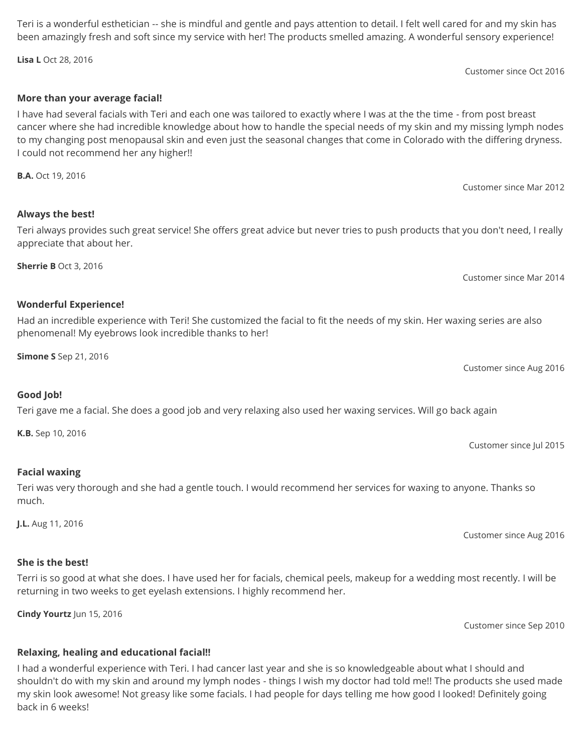Teri is a wonderful esthetician -- she is mindful and gentle and pays attention to detail. I felt well cared for and my skin has been amazingly fresh and soft since my service with her! The products smelled amazing. A wonderful sensory experience!

**Lisa L** Oct 28, 2016

Customer since Oct 2016

**More than your average facial!**

I have had several facials with Teri and each one was tailored to exactly where I was at the the time - from post breast cancer where she had incredible knowledge about how to handle the special needs of my skin and my missing lymph nodes to my changing post menopausal skin and even just the seasonal changes that come in Colorado with the differing dryness. I could not recommend her any higher!!

**B.A.** Oct 19, 2016

Customer since Mar 2012

**Always the best!**

Teri always provides such great service! She offers great advice but never tries to push products that you don't need, I really appreciate that about her.

**Sherrie B** Oct 3, 2016

Customer since Mar 2014

**Wonderful Experience!**

Had an incredible experience with Teri! She customized the facial to fit the needs of my skin. Her waxing series are also phenomenal! My eyebrows look incredible thanks to her!

**Simone S** Sep 21, 2016

Customer since Aug 2016

**Good Job!**

Teri gave me a facial. She does a good job and very relaxing also used her waxing services. Will go back again

**K.B.** Sep 10, 2016

Customer since Jul 2015

**Facial waxing**

Teri was very thorough and she had a gentle touch. I would recommend her services for waxing to anyone. Thanks so much.

**J.L.** Aug 11, 2016

Customer since Aug 2016

**She is the best!**

Terri is so good at what she does. I have used her for facials, chemical peels, makeup for a wedding most recently. I will be returning in two weeks to get eyelash extensions. I highly recommend her.

**Cindy Yourtz** Jun 15, 2016

Customer since Sep 2010

**Relaxing, healing and educational facial!!**

I had a wonderful experience with Teri. I had cancer last year and she is so knowledgeable about what I should and shouldn't do with my skin and around my lymph nodes - things I wish my doctor had told me!! The products she used made my skin look awesome! Not greasy like some facials. I had people for days telling me how good I looked! Definitely going back in 6 weeks!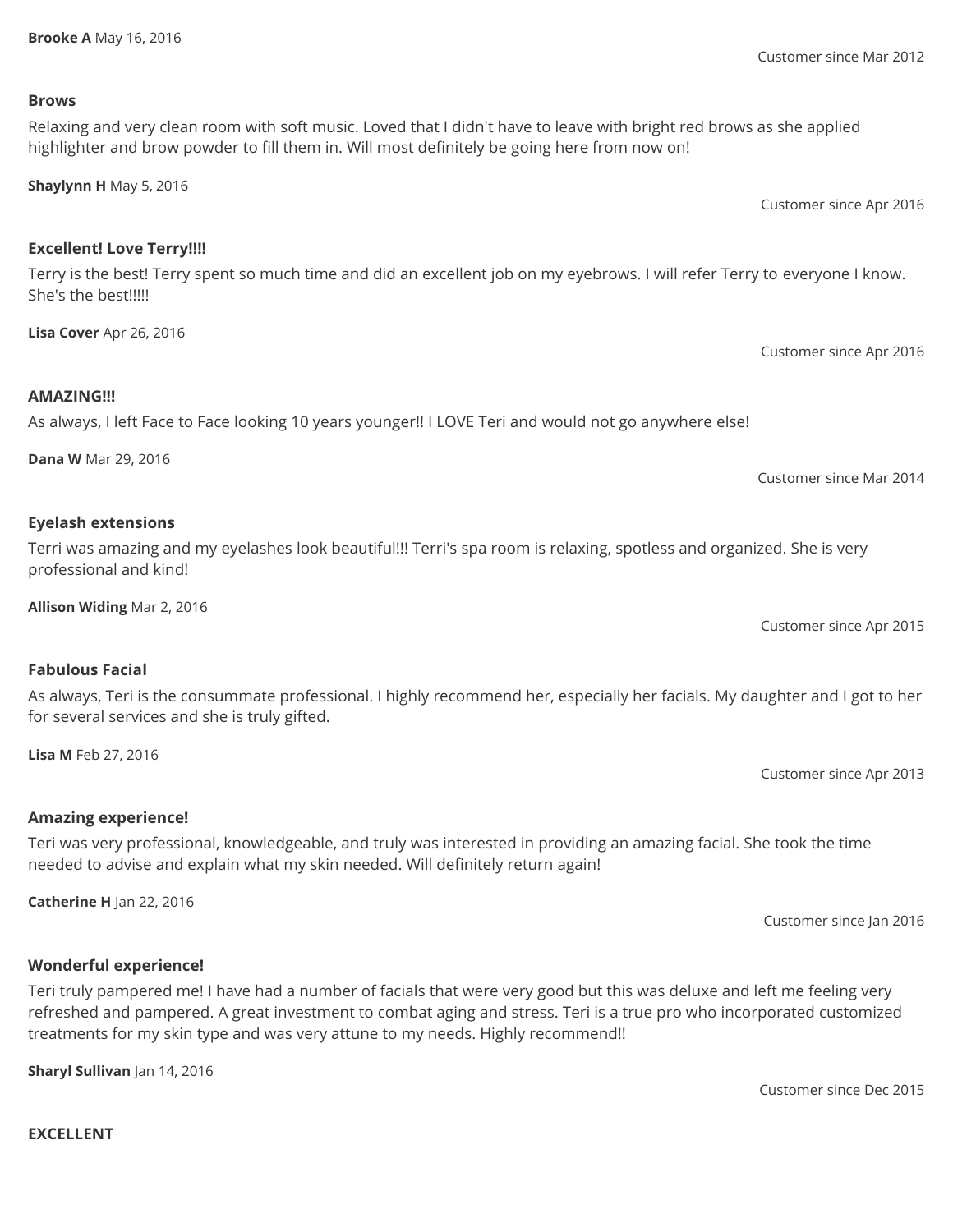**Brooke A** May 16, 2016

Customer since Mar 2012

**Brows**

Relaxing and very clean room with soft music. Loved that I didn't have to leave with bright red brows as she applied highlighter and brow powder to fill them in. Will most definitely be going here from now on!

**Shaylynn H** May 5, 2016

Customer since Apr 2016

**Excellent! Love Terry!!!!**

Terry is the best! Terry spent so much time and did an excellent job on my eyebrows. I will refer Terry to everyone I know. She's the best!!!!!

**Lisa Cover** Apr 26, 2016

Customer since Apr 2016

**AMAZING!!!**

As always, I left Face to Face looking 10 years younger!! I LOVE Teri and would not go anywhere else!

**Dana W** Mar 29, 2016

Customer since Mar 2014

**Eyelash extensions**

Terri was amazing and my eyelashes look beautiful!!! Terri's spa room is relaxing, spotless and organized. She is very professional and kind!

**Allison Widing** Mar 2, 2016

Customer since Apr 2015

**Fabulous Facial**

As always, Teri is the consummate professional. I highly recommend her, especially her facials. My daughter and I got to her for several services and she is truly gifted.

**Lisa M** Feb 27, 2016

Customer since Apr 2013

**Amazing experience!**

Teri was very professional, knowledgeable, and truly was interested in providing an amazing facial. She took the time needed to advise and explain what my skin needed. Will definitely return again!

**Catherine H** Jan 22, 2016

Customer since Jan 2016

**Wonderful experience!**

Teri truly pampered me! I have had a number of facials that were very good but this was deluxe and left me feeling very refreshed and pampered. A great investment to combat aging and stress. Teri is a true pro who incorporated customized treatments for my skin type and was very attune to my needs. Highly recommend!!

**Sharyl Sullivan** Jan 14, 2016

Customer since Dec 2015

**EXCELLENT**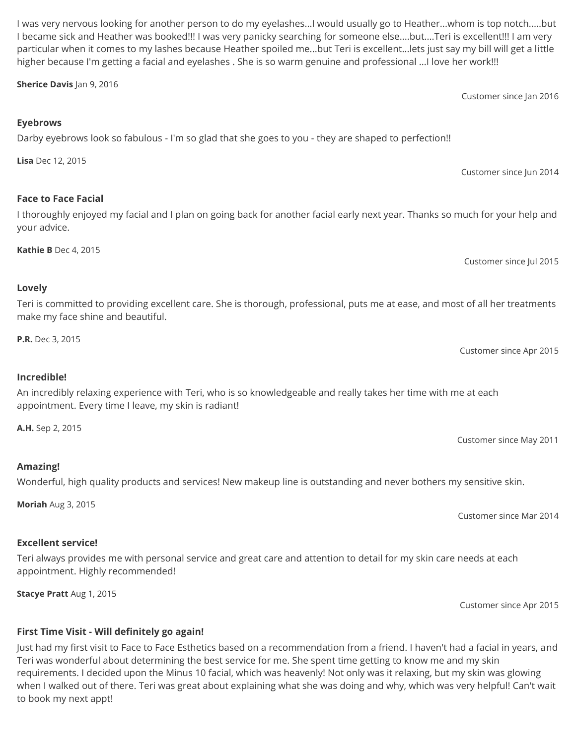I was very nervous looking for another person to do my eyelashes...I would usually go to Heather...whom is top notch.....but I became sick and Heather was booked!!! I was very panicky searching for someone else....but....Teri is excellent!!! I am very particular when it comes to my lashes because Heather spoiled me...but Teri is excellent...lets just say my bill will get a little higher because I'm getting a facial and eyelashes . She is so warm genuine and professional ...I love her work!!!

**Sherice Davis** Jan 9, 2016

Customer since Jan 2016

### Eyebrows

Darby eyebrows look so fabulous - I'm so glad that she goes to you - they are shaped to perfection!!

**Lisa** Dec 12, 2015

Customer since Jun 2014

### Face to Face Facial

I thoroughly enjoyed my facial and I plan on going back for another facial early next year. Thanks so much for your help and your advice.

**Kathie B** Dec 4, 2015

Customer since Jul 2015

### Lovely

Teri is committed to providing excellent care. She is thorough, professional, puts me at ease, and most of all her treatments make my face shine and beautiful.

**P.R.** Dec 3, 2015

Customer since Apr 2015

### Incredible!

An incredibly relaxing experience with Teri, who is so knowledgeable and really takes her time with me at each appointment. Every time I leave, my skin is radiant!

**A.H.** Sep 2, 2015

Customer since May 2011

### Amazing!

Wonderful, high quality products and services! New makeup line is outstanding and never bothers my sensitive skin.

**Moriah** Aug 3, 2015

Customer since Mar 2014

### Excellent service!

Teri always provides me with personal service and great care and attention to detail for my skin care needs at each appointment. Highly recommended!

**Stacye Pratt** Aug 1, 2015

Customer since Apr 2015

### First Time Visit - Will definitely go again!

Just had my first visit to Face to Face Esthetics based on a recommendation from a friend. I haven't had a facial in years, and Teri was wonderful about determining the best service for me. She spent time getting to know me and my skin requirements. I decided upon the Minus 10 facial, which was heavenly! Not only was it relaxing, but my skin was glowing when I walked out of there. Teri was great about explaining what she was doing and why, which was very helpful! Can't wait to book my next appt!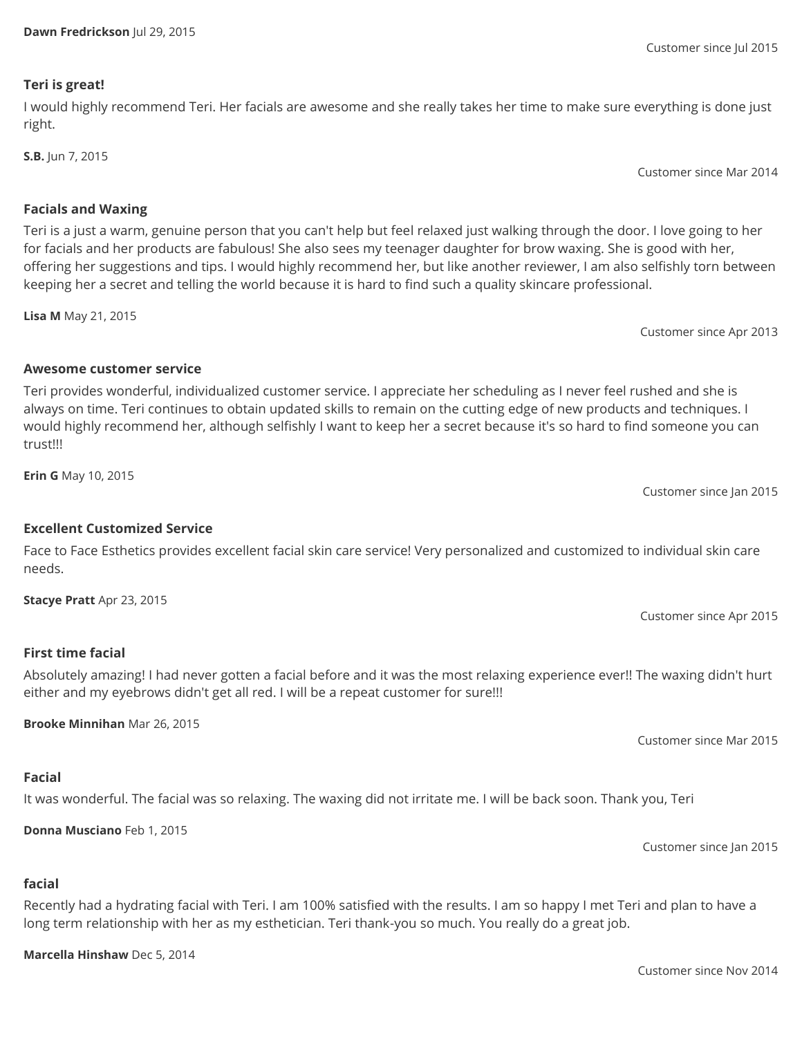**Dawn Fredrickson** Jul 29, 2015

Customer since Jul 2015

**Teri is great!**

I would highly recommend Teri. Her facials are awesome and she really takes her time to make sure everything is done just right.

**S.B.** Jun 7, 2015

Customer since Mar 2014

**Facials and Waxing**

Teri is a just a warm, genuine person that you can't help but feel relaxed just walking through the door. I love going to her for facials and her products are fabulous! She also sees my teenager daughter for brow waxing. She is good with her, offering her suggestions and tips. I would highly recommend her, but like another reviewer, I am also selfishly torn between keeping her a secret and telling the world because it is hard to find such a quality skincare professional.

**Lisa M** May 21, 2015

Customer since Apr 2013

**Awesome customer service**

Teri provides wonderful, individualized customer service. I appreciate her scheduling as I never feel rushed and she is always on time. Teri continues to obtain updated skills to remain on the cutting edge of new products and techniques. I would highly recommend her, although selfishly I want to keep her a secret because it's so hard to find someone you can trust!!!

**Erin G** May 10, 2015

Customer since Jan 2015

**Excellent Customized Service**

Face to Face Esthetics provides excellent facial skin care service! Very personalized and customized to individual skin care needs.

**Stacye Pratt** Apr 23, 2015

Customer since Apr 2015

**First time facial**

Absolutely amazing! I had never gotten a facial before and it was the most relaxing experience ever!! The waxing didn't hurt either and my eyebrows didn't get all red. I will be a repeat customer for sure!!!

**Brooke Minnihan** Mar 26, 2015

Customer since Mar 2015

**Facial**

It was wonderful. The facial was so relaxing. The waxing did not irritate me. I will be back soon. Thank you, Teri

**Donna Musciano** Feb 1, 2015

Customer since Jan 2015

**facial**

Recently had a hydrating facial with Teri. I am 100% satisfied with the results. I am so happy I met Teri and plan to have a long term relationship with her as my esthetician. Teri thank-you so much. You really do a great job.

**Marcella Hinshaw** Dec 5, 2014

Customer since Nov 2014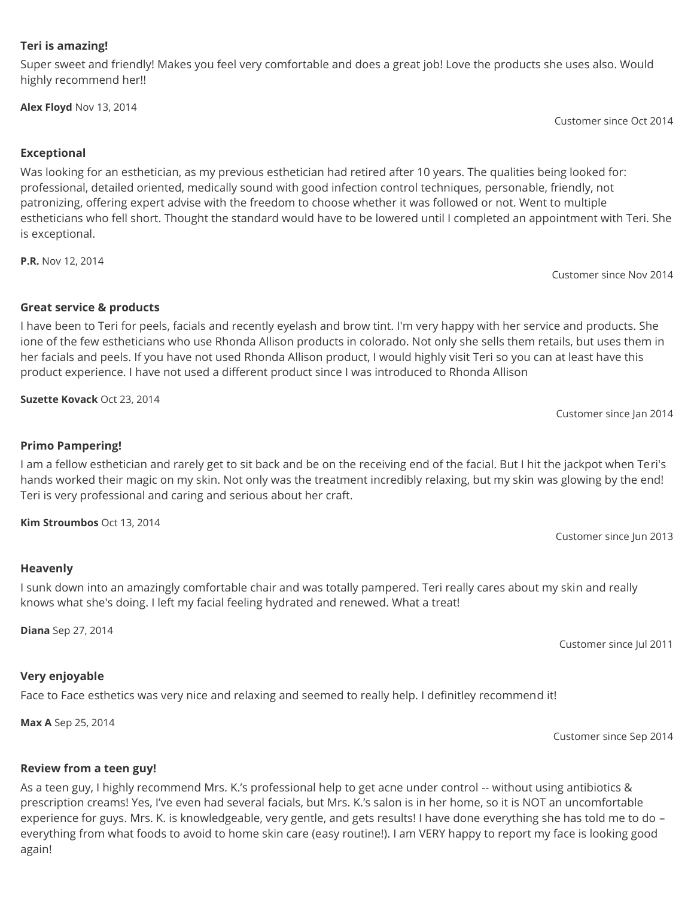**Teri is amazing!**

Super sweet and friendly! Makes you feel very comfortable and does a great job! Love the products she uses also. Would highly recommend her!!

**Alex Floyd** Nov 13, 2014

Customer since Oct 2014

**Exceptional**

Was looking for an esthetician, as my previous esthetician had retired after 10 years. The qualities being looked for: professional, detailed oriented, medically sound with good infection control techniques, personable, friendly, not patronizing, offering expert advise with the freedom to choose whether it was followed or not. Went to multiple estheticians who fell short. Thought the standard would have to be lowered until I completed an appointment with Teri. She is exceptional.

**P.R.** Nov 12, 2014

Customer since Nov 2014

**Great service & products**

I have been to Teri for peels, facials and recently eyelash and brow tint. I'm very happy with her service and products. She ione of the few estheticians who use Rhonda Allison products in colorado. Not only she sells them retails, but uses them in her facials and peels. If you have not used Rhonda Allison product, I would highly visit Teri so you can at least have this product experience. I have not used a different product since I was introduced to Rhonda Allison

**Suzette Kovack** Oct 23, 2014

Customer since Jan 2014

**Primo Pampering!**

I am a fellow esthetician and rarely get to sit back and be on the receiving end of the facial. But I hit the jackpot when Teri's hands worked their magic on my skin. Not only was the treatment incredibly relaxing, but my skin was glowing by the end! Teri is very professional and caring and serious about her craft.

**Kim Stroumbos** Oct 13, 2014

Customer since Jun 2013

**Heavenly**

I sunk down into an amazingly comfortable chair and was totally pampered. Teri really cares about my skin and really knows what she's doing. I left my facial feeling hydrated and renewed. What a treat!

**Diana** Sep 27, 2014

Customer since Jul 2011

**Very enjoyable**

Face to Face esthetics was very nice and relaxing and seemed to really help. I definitley recommend it!

**Max A** Sep 25, 2014

Customer since Sep 2014

**Review from a teen guy!**

As a teen guy, I highly recommend Mrs. K.'s professional help to get acne under control -- without using antibiotics & prescription creams! Yes, I've even had several facials, but Mrs. K.'s salon is in her home, so it is NOT an uncomfortable experience for guys. Mrs. K. is knowledgeable, very gentle, and gets results! I have done everything she has told me to do – everything from what foods to avoid to home skin care (easy routine!). I am VERY happy to report my face is looking good again!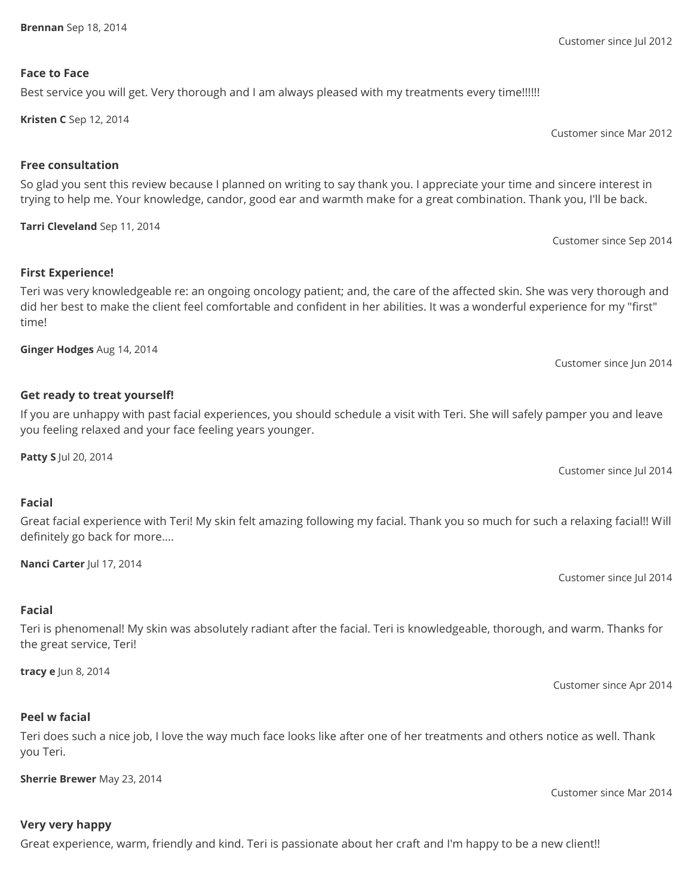**Brennan** Sep 18, 2014

Customer since Jul 2012

**Face to Face**

Best service you will get. Very thorough and I am always pleased with my treatments every time!!!!!!

**Kristen C** Sep 12, 2014

Customer since Mar 2012

**Free consultation**

So glad you sent this review because I planned on writing to say thank you. I appreciate your time and sincere interest in trying to help me. Your knowledge, candor, good ear and warmth make for a great combination. Thank you, I'll be back.

**Tarri Cleveland** Sep 11, 2014

Customer since Sep 2014

**First Experience!**

Teri was very knowledgeable re: an ongoing oncology patient; and, the care of the affected skin. She was very thorough and did her best to make the client feel comfortable and confident in her abilities. It was a wonderful experience for my "first" time!

**Ginger Hodges** Aug 14, 2014

Customer since Jun 2014

**Get ready to treat yourself!**

If you are unhappy with past facial experiences, you should schedule a visit with Teri. She will safely pamper you and leave you feeling relaxed and your face feeling years younger.

**Patty S** Jul 20, 2014

Customer since Jul 2014

**Facial**

Great facial experience with Teri! My skin felt amazing following my facial. Thank you so much for such a relaxing facial!! Will definitely go back for more....

**Nanci Carter** Jul 17, 2014

Customer since Jul 2014

**Facial**

Teri is phenomenal! My skin was absolutely radiant after the facial. Teri is knowledgeable, thorough, and warm. Thanks for the great service, Teri!

**tracy e** Jun 8, 2014

Customer since Apr 2014

**Peel w facial**

Teri does such a nice job, I love the way much face looks like after one of her treatments and others notice as well. Thank you Teri.

**Sherrie Brewer** May 23, 2014

Customer since Mar 2014

**Very very happy**

Great experience, warm, friendly and kind. Teri is passionate about her craft and I'm happy to be a new client!!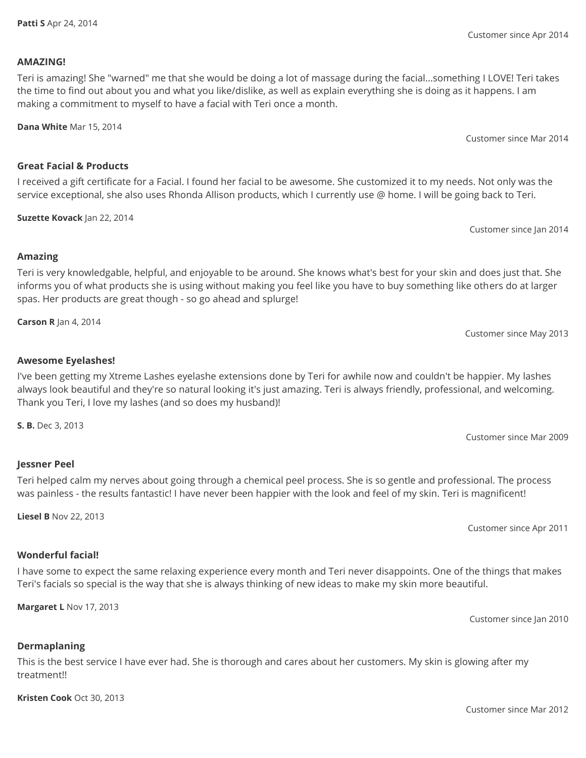**Patti S** Apr 24, 2014

Customer since Apr 2014

**AMAZING!**

Teri is amazing! She "warned" me that she would be doing a lot of massage during the facial...something I LOVE! Teri takes the time to find out about you and what you like/dislike, as well as explain everything she is doing as it happens. I am making a commitment to myself to have a facial with Teri once a month.

**Dana White** Mar 15, 2014

Customer since Mar 2014

**Great Facial & Products**

I received a gift certificate for a Facial. I found her facial to be awesome. She customized it to my needs. Not only was the service exceptional, she also uses Rhonda Allison products, which I currently use @ home. I will be going back to Teri.

**Suzette Kovack** Jan 22, 2014

Customer since Jan 2014

**Amazing**

Teri is very knowledgable, helpful, and enjoyable to be around. She knows what's best for your skin and does just that. She informs you of what products she is using without making you feel like you have to buy something like others do at larger spas. Her products are great though - so go ahead and splurge!

**Carson R** Jan 4, 2014

Customer since May 2013

**Awesome Eyelashes!**

I've been getting my Xtreme Lashes eyelashe extensions done by Teri for awhile now and couldn't be happier. My lashes always look beautiful and they're so natural looking it's just amazing. Teri is always friendly, professional, and welcoming. Thank you Teri, I love my lashes (and so does my husband)!

**S. B.** Dec 3, 2013

Customer since Mar 2009

**Jessner Peel**

Teri helped calm my nerves about going through a chemical peel process. She is so gentle and professional. The process was painless - the results fantastic! I have never been happier with the look and feel of my skin. Teri is magnificent!

**Liesel B** Nov 22, 2013

Customer since Apr 2011

**Wonderful facial!**

I have some to expect the same relaxing experience every month and Teri never disappoints. One of the things that makes Teri's facials so special is the way that she is always thinking of new ideas to make my skin more beautiful.

**Margaret L** Nov 17, 2013

Customer since Jan 2010

**Dermaplaning**

This is the best service I have ever had. She is thorough and cares about her customers. My skin is glowing after my treatment!!

**Kristen Cook** Oct 30, 2013

Customer since Mar 2012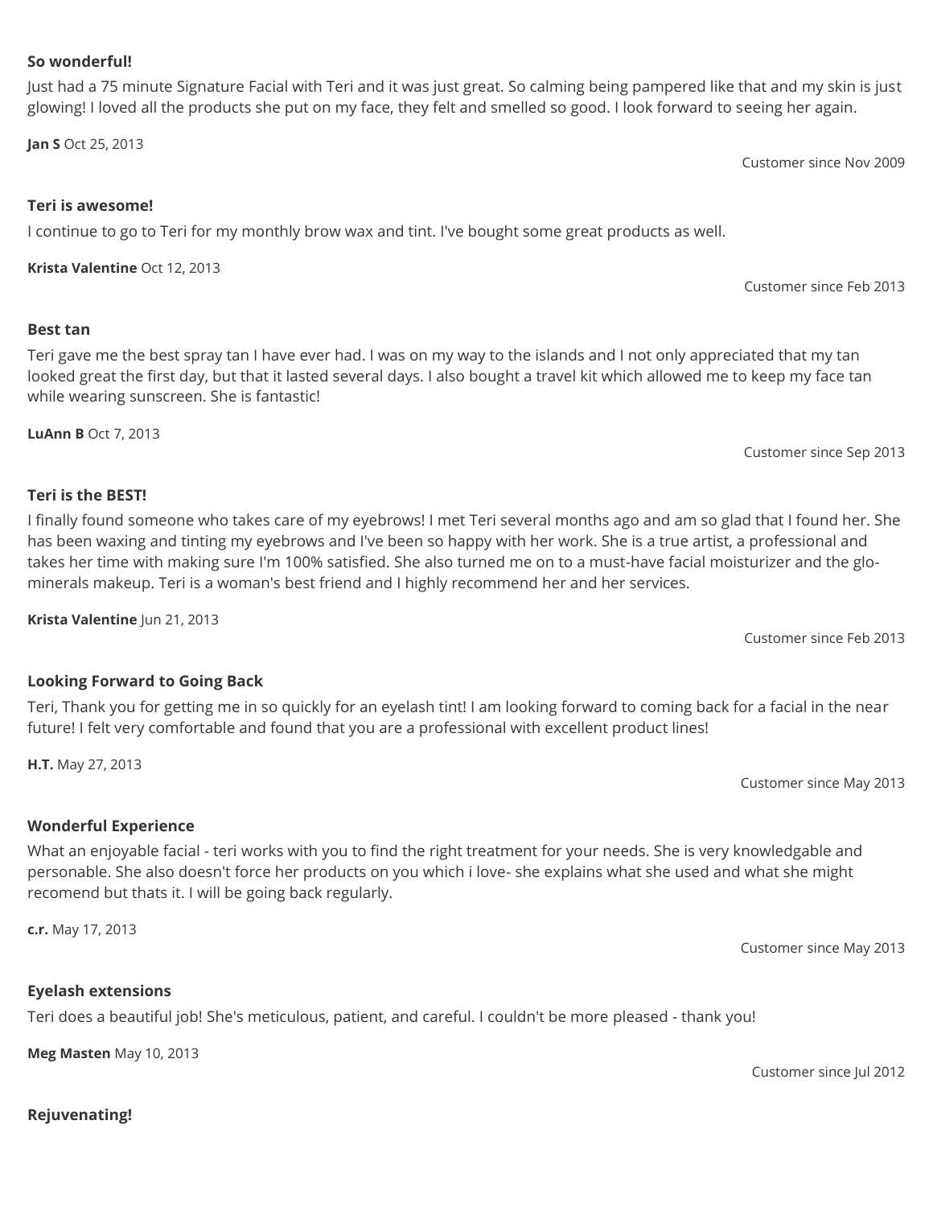**So wonderful!**

Just had a 75 minute Signature Facial with Teri and it was just great. So calming being pampered like that and my skin is just glowing! I loved all the products she put on my face, they felt and smelled so good. I look forward to seeing her again.

**Jan S** Oct 25, 2013

Customer since Nov 2009

**Teri is awesome!**

I continue to go to Teri for my monthly brow wax and tint. I've bought some great products as well.

**Krista Valentine** Oct 12, 2013

Customer since Feb 2013

**Best tan**

Teri gave me the best spray tan I have ever had. I was on my way to the islands and I not only appreciated that my tan looked great the first day, but that it lasted several days. I also bought a travel kit which allowed me to keep my face tan while wearing sunscreen. She is fantastic!

**LuAnn B** Oct 7, 2013

Customer since Sep 2013

**Teri is the BEST!**

I finally found someone who takes care of my eyebrows! I met Teri several months ago and am so glad that I found her. She has been waxing and tinting my eyebrows and I've been so happy with her work. She is a true artist, a professional and takes her time with making sure I'm 100% satisfied. She also turned me on to a must-have facial moisturizer and the glo-minerals makeup. Teri is a woman's best friend and I highly recommend her and her services.

**Krista Valentine** Jun 21, 2013

Customer since Feb 2013

**Looking Forward to Going Back**

Teri, Thank you for getting me in so quickly for an eyelash tint! I am looking forward to coming back for a facial in the near future! I felt very comfortable and found that you are a professional with excellent product lines!

**H.T.** May 27, 2013

Customer since May 2013

**Wonderful Experience**

What an enjoyable facial - teri works with you to find the right treatment for your needs. She is very knowledgable and personable. She also doesn't force her products on you which i love- she explains what she used and what she might recomend but thats it. I will be going back regularly.

**c.r.** May 17, 2013

Customer since May 2013

**Eyelash extensions**

Teri does a beautiful job! She's meticulous, patient, and careful. I couldn't be more pleased - thank you!

**Meg Masten** May 10, 2013

Customer since Jul 2012

**Rejuvenating!**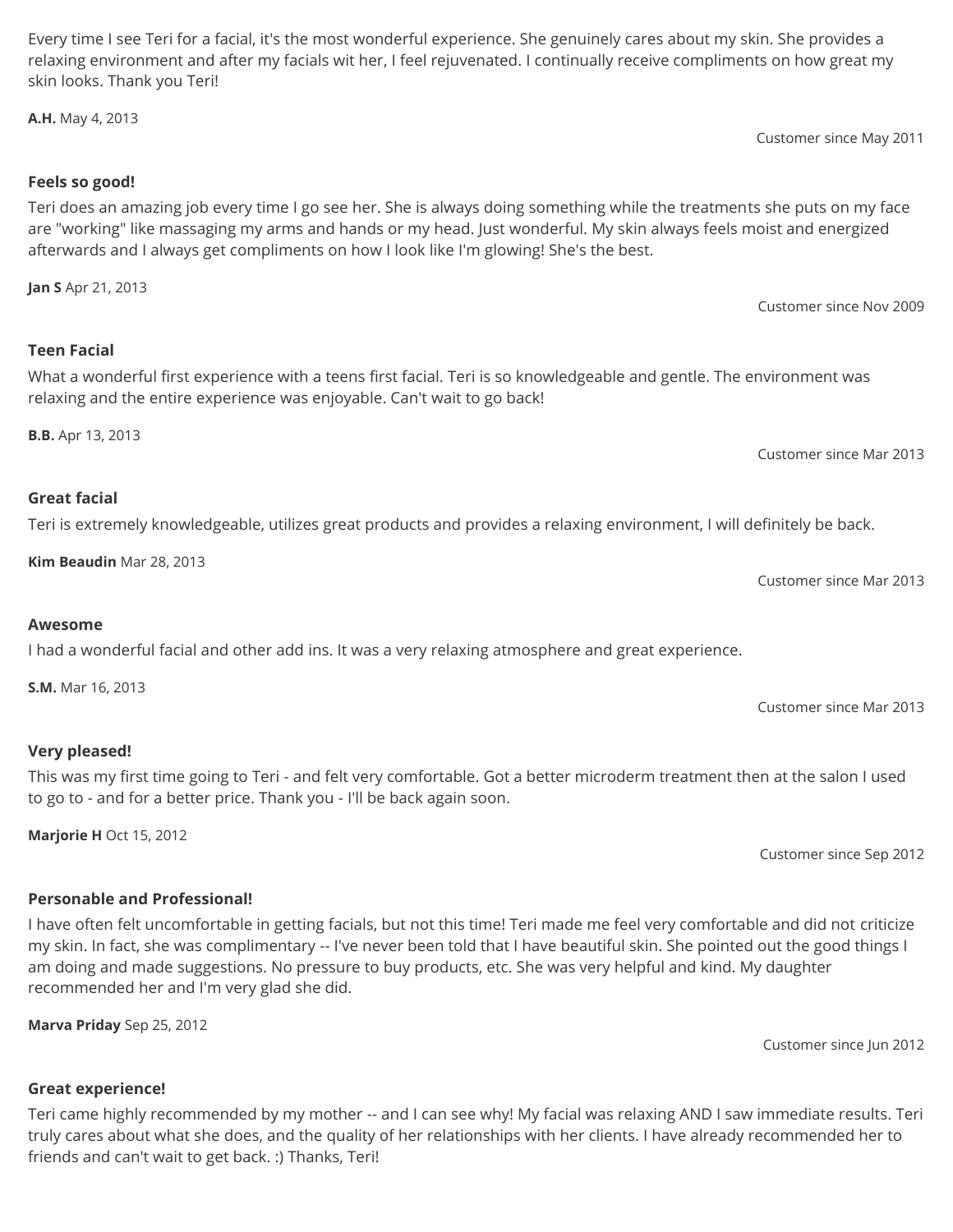Every time I see Teri for a facial, it's the most wonderful experience. She genuinely cares about my skin. She provides a relaxing environment and after my facials wit her, I feel rejuvenated. I continually receive compliments on how great my skin looks. Thank you Teri!

**A.H.** May 4, 2013

Customer since May 2011

**Feels so good!**

Teri does an amazing job every time I go see her. She is always doing something while the treatments she puts on my face are "working" like massaging my arms and hands or my head. Just wonderful. My skin always feels moist and energized afterwards and I always get compliments on how I look like I'm glowing! She's the best.

**Jan S** Apr 21, 2013

Customer since Nov 2009

**Teen Facial**

What a wonderful first experience with a teens first facial. Teri is so knowledgeable and gentle. The environment was relaxing and the entire experience was enjoyable. Can't wait to go back!

**B.B.** Apr 13, 2013

Customer since Mar 2013

**Great facial**

Teri is extremely knowledgeable, utilizes great products and provides a relaxing environment, I will definitely be back.

**Kim Beaudin** Mar 28, 2013

Customer since Mar 2013

**Awesome**

I had a wonderful facial and other add ins. It was a very relaxing atmosphere and great experience.

**S.M.** Mar 16, 2013

Customer since Mar 2013

**Very pleased!**

This was my first time going to Teri - and felt very comfortable. Got a better microderm treatment then at the salon I used to go to - and for a better price. Thank you - I'll be back again soon.

**Marjorie H** Oct 15, 2012

Customer since Sep 2012

**Personable and Professional!**

I have often felt uncomfortable in getting facials, but not this time! Teri made me feel very comfortable and did not criticize my skin. In fact, she was complimentary -- I've never been told that I have beautiful skin. She pointed out the good things I am doing and made suggestions. No pressure to buy products, etc. She was very helpful and kind. My daughter recommended her and I'm very glad she did.

**Marva Priday** Sep 25, 2012

Customer since Jun 2012

**Great experience!**

Teri came highly recommended by my mother -- and I can see why! My facial was relaxing AND I saw immediate results. Teri truly cares about what she does, and the quality of her relationships with her clients. I have already recommended her to friends and can't wait to get back. :) Thanks, Teri!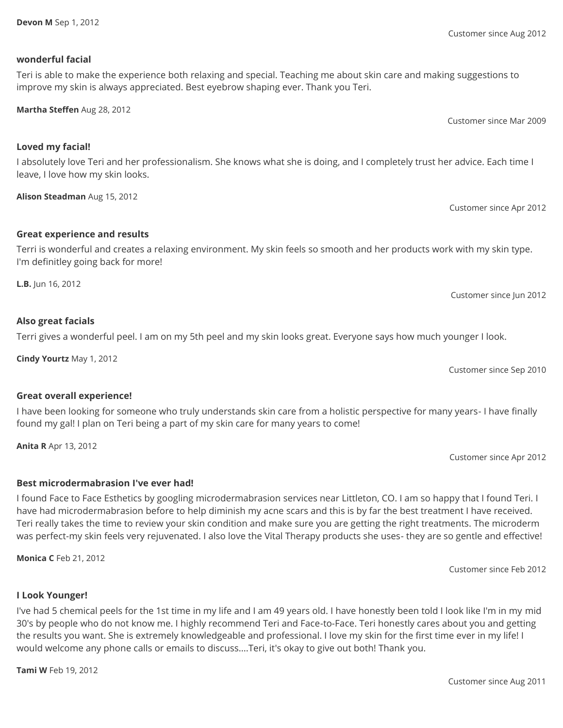**Devon M** Sep 1, 2012

Customer since Aug 2012

**wonderful facial**

Teri is able to make the experience both relaxing and special. Teaching me about skin care and making suggestions to improve my skin is always appreciated. Best eyebrow shaping ever. Thank you Teri.

**Martha Steffen** Aug 28, 2012

Customer since Mar 2009

**Loved my facial!**

I absolutely love Teri and her professionalism. She knows what she is doing, and I completely trust her advice. Each time I leave, I love how my skin looks.

**Alison Steadman** Aug 15, 2012

Customer since Apr 2012

**Great experience and results**

Terri is wonderful and creates a relaxing environment. My skin feels so smooth and her products work with my skin type. I'm definitley going back for more!

**L.B.** Jun 16, 2012

Customer since Jun 2012

**Also great facials**

Terri gives a wonderful peel. I am on my 5th peel and my skin looks great. Everyone says how much younger I look.

**Cindy Yourtz** May 1, 2012

Customer since Sep 2010

**Great overall experience!**

I have been looking for someone who truly understands skin care from a holistic perspective for many years- I have finally found my gal! I plan on Teri being a part of my skin care for many years to come!

**Anita R** Apr 13, 2012

Customer since Apr 2012

**Best microdermabrasion I've ever had!**

I found Face to Face Esthetics by googling microdermabrasion services near Littleton, CO. I am so happy that I found Teri. I have had microdermabrasion before to help diminish my acne scars and this is by far the best treatment I have received. Teri really takes the time to review your skin condition and make sure you are getting the right treatments. The microderm was perfect-my skin feels very rejuvenated. I also love the Vital Therapy products she uses- they are so gentle and effective!

**Monica C** Feb 21, 2012

Customer since Feb 2012

**I Look Younger!**

I've had 5 chemical peels for the 1st time in my life and I am 49 years old. I have honestly been told I look like I'm in my mid 30's by people who do not know me. I highly recommend Teri and Face-to-Face. Teri honestly cares about you and getting the results you want. She is extremely knowledgeable and professional. I love my skin for the first time ever in my life! I would welcome any phone calls or emails to discuss....Teri, it's okay to give out both! Thank you.

**Tami W** Feb 19, 2012

Customer since Aug 2011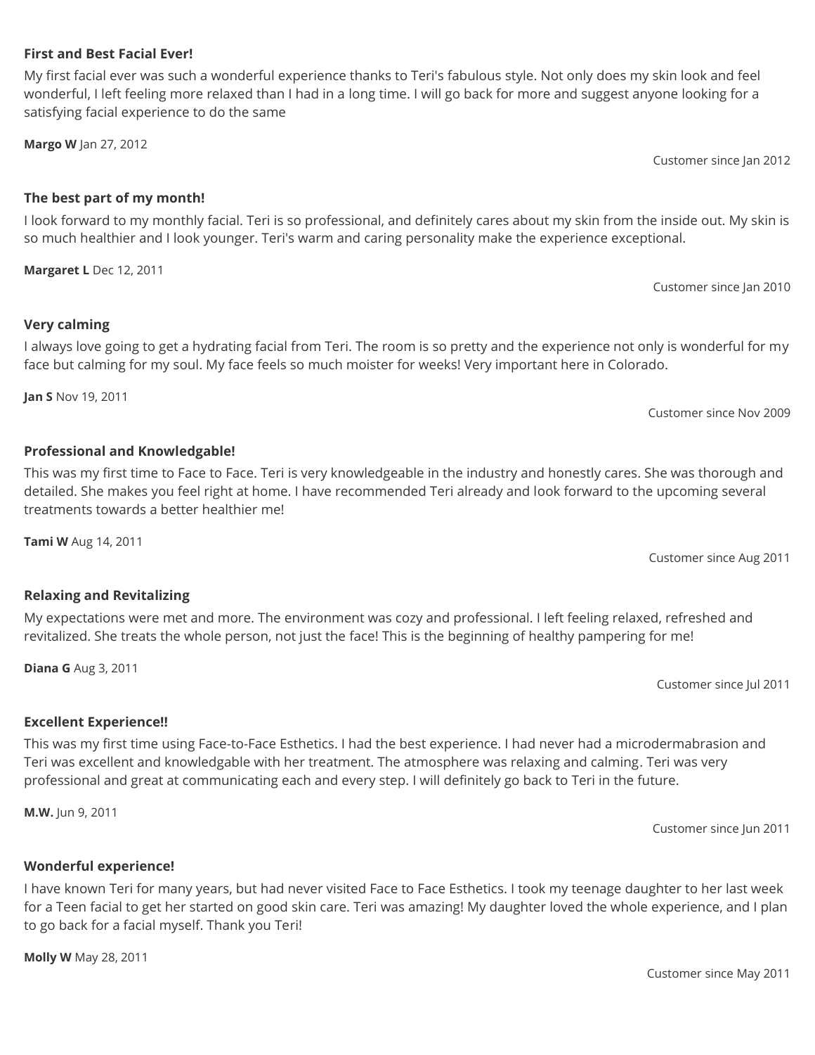**First and Best Facial Ever!**

My first facial ever was such a wonderful experience thanks to Teri's fabulous style. Not only does my skin look and feel wonderful, I left feeling more relaxed than I had in a long time. I will go back for more and suggest anyone looking for a satisfying facial experience to do the same

**Margo W** Jan 27, 2012

Customer since Jan 2012

**The best part of my month!**

I look forward to my monthly facial. Teri is so professional, and definitely cares about my skin from the inside out. My skin is so much healthier and I look younger. Teri's warm and caring personality make the experience exceptional.

**Margaret L** Dec 12, 2011

Customer since Jan 2010

**Very calming**

I always love going to get a hydrating facial from Teri. The room is so pretty and the experience not only is wonderful for my face but calming for my soul. My face feels so much moister for weeks! Very important here in Colorado.

**Jan S** Nov 19, 2011

Customer since Nov 2009

**Professional and Knowledgable!**

This was my first time to Face to Face. Teri is very knowledgeable in the industry and honestly cares. She was thorough and detailed. She makes you feel right at home. I have recommended Teri already and look forward to the upcoming several treatments towards a better healthier me!

**Tami W** Aug 14, 2011

Customer since Aug 2011

**Relaxing and Revitalizing**

My expectations were met and more. The environment was cozy and professional. I left feeling relaxed, refreshed and revitalized. She treats the whole person, not just the face! This is the beginning of healthy pampering for me!

**Diana G** Aug 3, 2011

Customer since Jul 2011

**Excellent Experience!!**

This was my first time using Face-to-Face Esthetics. I had the best experience. I had never had a microdermabrasion and Teri was excellent and knowledgable with her treatment. The atmosphere was relaxing and calming. Teri was very professional and great at communicating each and every step. I will definitely go back to Teri in the future.

**M.W.** Jun 9, 2011

Customer since Jun 2011

**Wonderful experience!**

I have known Teri for many years, but had never visited Face to Face Esthetics. I took my teenage daughter to her last week for a Teen facial to get her started on good skin care. Teri was amazing! My daughter loved the whole experience, and I plan to go back for a facial myself. Thank you Teri!

**Molly W** May 28, 2011

Customer since May 2011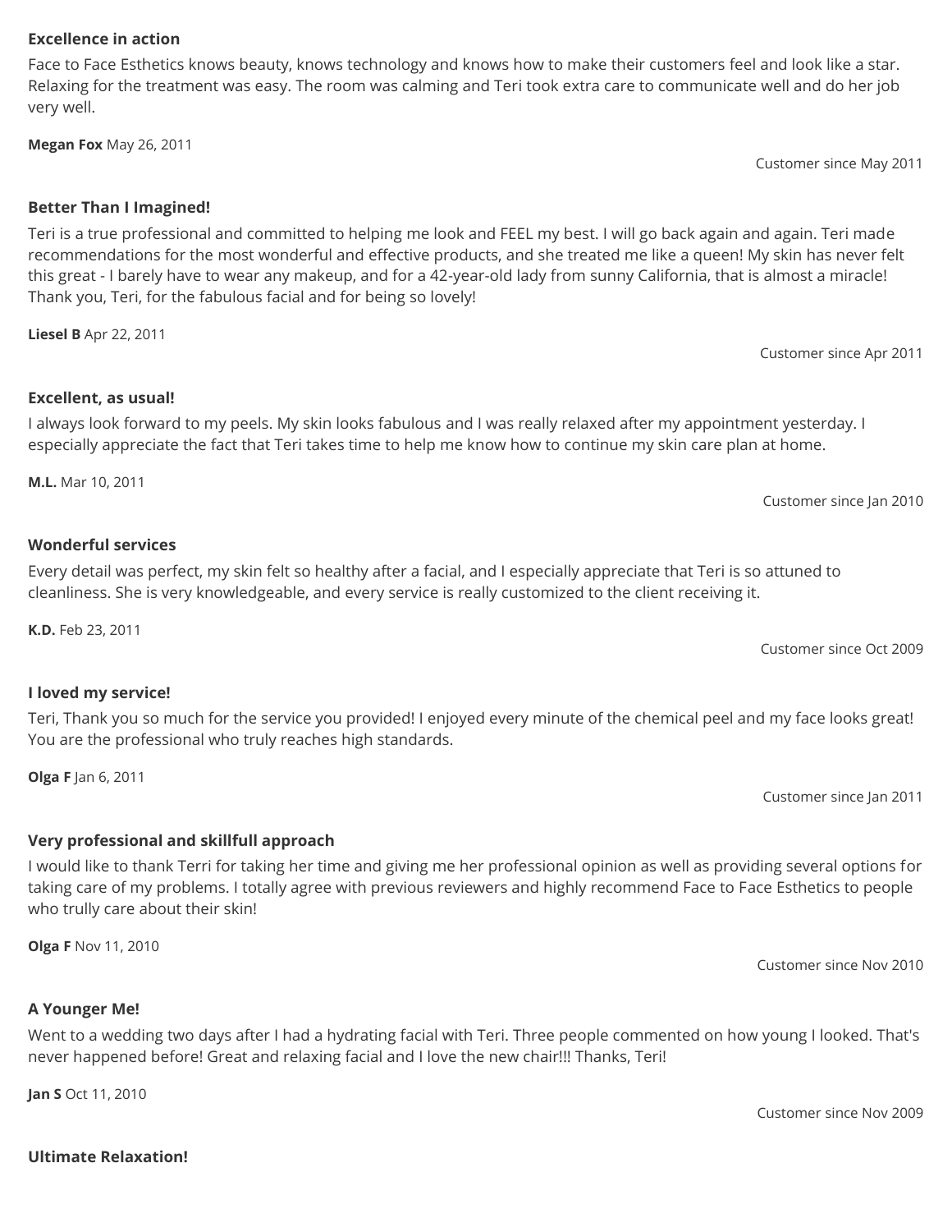**Excellence in action**

Face to Face Esthetics knows beauty, knows technology and knows how to make their customers feel and look like a star. Relaxing for the treatment was easy. The room was calming and Teri took extra care to communicate well and do her job very well.

**Megan Fox** May 26, 2011

Customer since May 2011

**Better Than I Imagined!**

Teri is a true professional and committed to helping me look and FEEL my best. I will go back again and again. Teri made recommendations for the most wonderful and effective products, and she treated me like a queen! My skin has never felt this great - I barely have to wear any makeup, and for a 42-year-old lady from sunny California, that is almost a miracle! Thank you, Teri, for the fabulous facial and for being so lovely!

**Liesel B** Apr 22, 2011

Customer since Apr 2011

**Excellent, as usual!**

I always look forward to my peels. My skin looks fabulous and I was really relaxed after my appointment yesterday. I especially appreciate the fact that Teri takes time to help me know how to continue my skin care plan at home.

**M.L.** Mar 10, 2011

Customer since Jan 2010

**Wonderful services**

Every detail was perfect, my skin felt so healthy after a facial, and I especially appreciate that Teri is so attuned to cleanliness. She is very knowledgeable, and every service is really customized to the client receiving it.

**K.D.** Feb 23, 2011

Customer since Oct 2009

**I loved my service!**

Teri, Thank you so much for the service you provided! I enjoyed every minute of the chemical peel and my face looks great! You are the professional who truly reaches high standards.

**Olga F** Jan 6, 2011

Customer since Jan 2011

**Very professional and skillfull approach**

I would like to thank Terri for taking her time and giving me her professional opinion as well as providing several options for taking care of my problems. I totally agree with previous reviewers and highly recommend Face to Face Esthetics to people who trully care about their skin!

**Olga F** Nov 11, 2010

Customer since Nov 2010

**A Younger Me!**

Went to a wedding two days after I had a hydrating facial with Teri. Three people commented on how young I looked. That's never happened before! Great and relaxing facial and I love the new chair!!! Thanks, Teri!

**Jan S** Oct 11, 2010

Customer since Nov 2009

**Ultimate Relaxation!**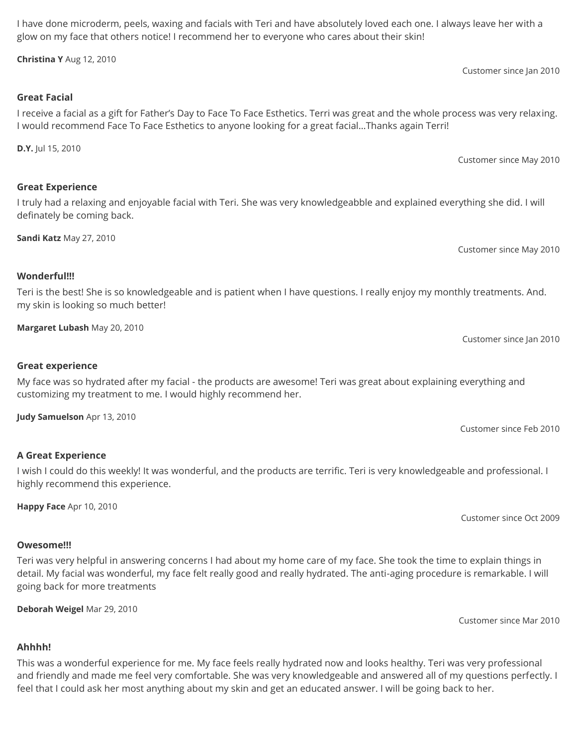I have done microderm, peels, waxing and facials with Teri and have absolutely loved each one. I always leave her with a glow on my face that others notice! I recommend her to everyone who cares about their skin!

**Christina Y** Aug 12, 2010

Customer since Jan 2010

**Great Facial**

I receive a facial as a gift for Father's Day to Face To Face Esthetics. Terri was great and the whole process was very relaxing. I would recommend Face To Face Esthetics to anyone looking for a great facial...Thanks again Terri!

**D.Y.** Jul 15, 2010

Customer since May 2010

**Great Experience**

I truly had a relaxing and enjoyable facial with Teri. She was very knowledgeabble and explained everything she did. I will definately be coming back.

**Sandi Katz** May 27, 2010

Customer since May 2010

**Wonderful!!!**

Teri is the best! She is so knowledgeable and is patient when I have questions. I really enjoy my monthly treatments. And. my skin is looking so much better!

**Margaret Lubash** May 20, 2010

Customer since Jan 2010

**Great experience**

My face was so hydrated after my facial - the products are awesome! Teri was great about explaining everything and customizing my treatment to me. I would highly recommend her.

**Judy Samuelson** Apr 13, 2010

Customer since Feb 2010

**A Great Experience**

I wish I could do this weekly! It was wonderful, and the products are terrific. Teri is very knowledgeable and professional. I highly recommend this experience.

**Happy Face** Apr 10, 2010

Customer since Oct 2009

**Owesome!!!**

Teri was very helpful in answering concerns I had about my home care of my face. She took the time to explain things in detail. My facial was wonderful, my face felt really good and really hydrated. The anti-aging procedure is remarkable. I will going back for more treatments

**Deborah Weigel** Mar 29, 2010

Customer since Mar 2010

**Ahhhh!**

This was a wonderful experience for me. My face feels really hydrated now and looks healthy. Teri was very professional and friendly and made me feel very comfortable. She was very knowledgeable and answered all of my questions perfectly. I feel that I could ask her most anything about my skin and get an educated answer. I will be going back to her.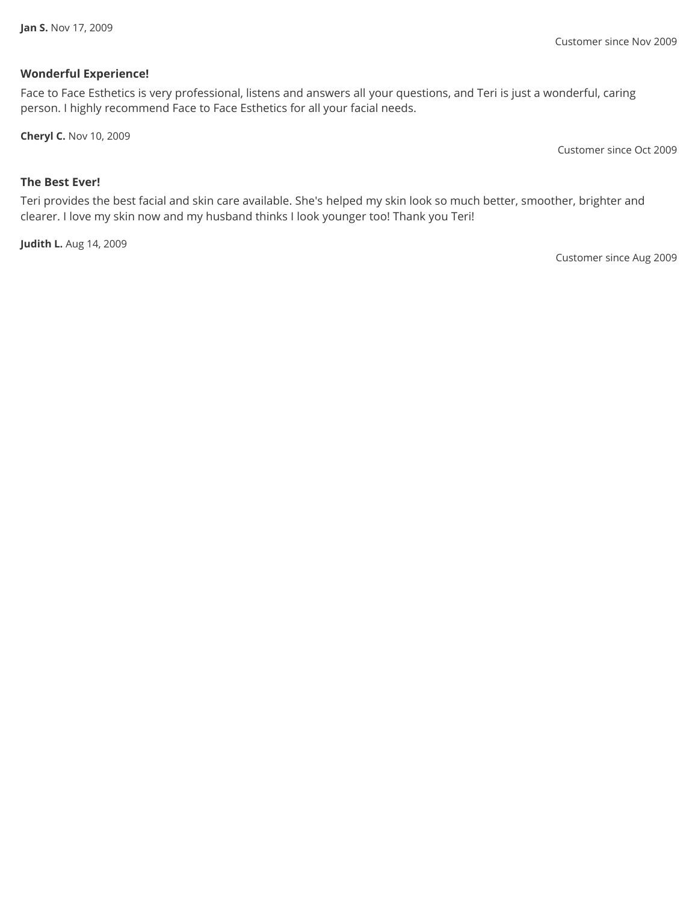**Jan S.** Nov 17, 2009

Customer since Nov 2009

**Wonderful Experience!**

Face to Face Esthetics is very professional, listens and answers all your questions, and Teri is just a wonderful, caring person. I highly recommend Face to Face Esthetics for all your facial needs.

**Cheryl C.** Nov 10, 2009

Customer since Oct 2009

**The Best Ever!**

Teri provides the best facial and skin care available. She's helped my skin look so much better, smoother, brighter and clearer. I love my skin now and my husband thinks I look younger too! Thank you Teri!

**Judith L.** Aug 14, 2009

Customer since Aug 2009